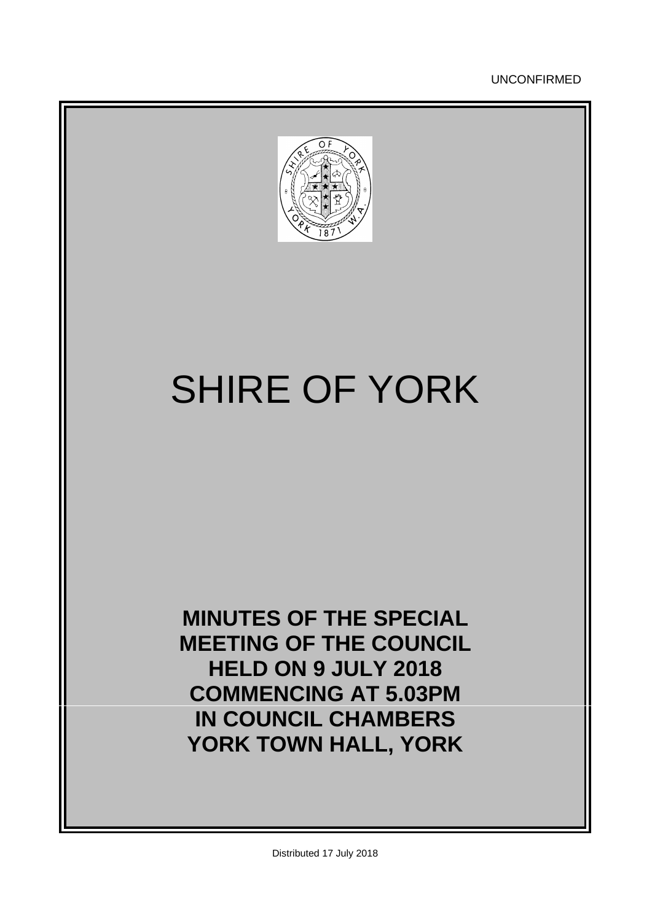UNCONFIRMED

# SHIRE OF YORK

**MINUTES OF THE SPECIAL MEETING OF THE COUNCIL HELD ON 9 JULY 2018 COMMENCING AT 5.03PM IN COUNCIL CHAMBERS YORK TOWN HALL, YORK**

Distributed 17 July 2018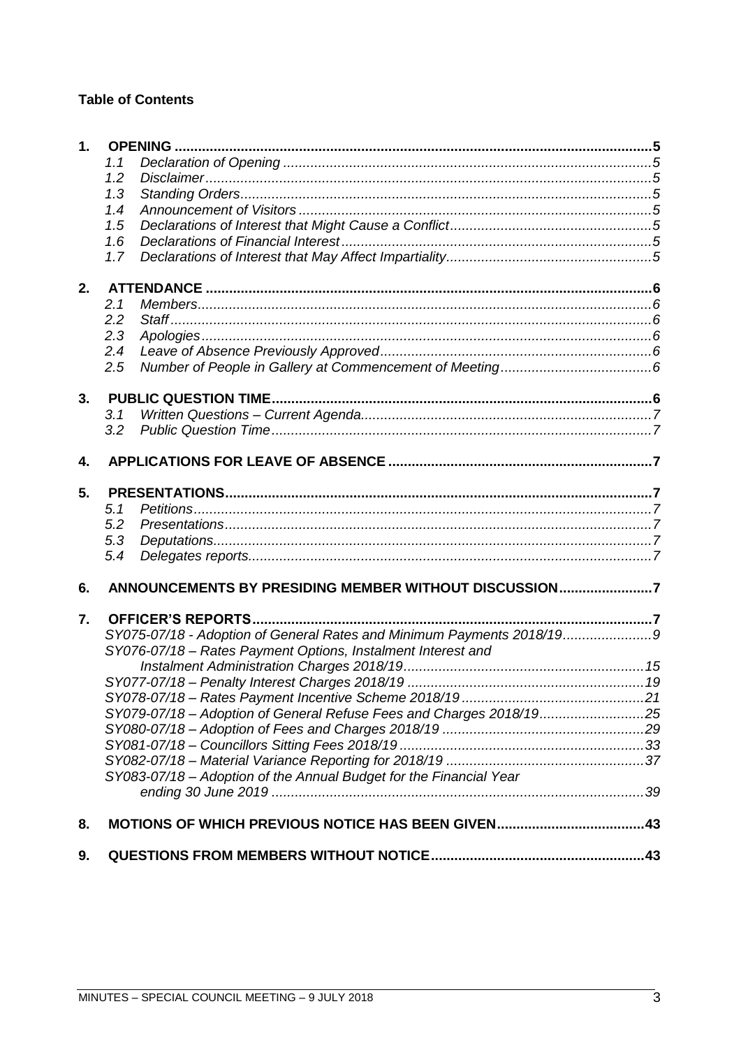**Table of Contents**

**1. OPENING** ... 5
- 1.1 *Declaration of Opening* ... 5
- 1.2 *Disclaimer* ... 5
- 1.3 *Standing Orders* ... 5
- 1.4 *Announcement of Visitors* ... 5
- 1.5 *Declarations of Interest that Might Cause a Conflict* ... 5
- 1.6 *Declarations of Financial Interest* ... 5
- 1.7 *Declarations of Interest that May Affect Impartiality* ... 5

**2. ATTENDANCE** ... 6
- 2.1 *Members* ... 6
- 2.2 *Staff* ... 6
- 2.3 *Apologies* ... 6
- 2.4 *Leave of Absence Previously Approved* ... 6
- 2.5 *Number of People in Gallery at Commencement of Meeting* ... 6

**3. PUBLIC QUESTION TIME** ... 6
- 3.1 *Written Questions – Current Agenda* ... 7
- 3.2 *Public Question Time* ... 7

**4. APPLICATIONS FOR LEAVE OF ABSENCE** ... 7

**5. PRESENTATIONS** ... 7
- 5.1 *Petitions* ... 7
- 5.2 *Presentations* ... 7
- 5.3 *Deputations* ... 7
- 5.4 *Delegates reports* ... 7

**6. ANNOUNCEMENTS BY PRESIDING MEMBER WITHOUT DISCUSSION** ... 7

**7. OFFICER'S REPORTS** ... 7
- *SY075-07/18 - Adoption of General Rates and Minimum Payments 2018/19* ... 9
- *SY076-07/18 – Rates Payment Options, Instalment Interest and Instalment Administration Charges 2018/19* ... 15
- *SY077-07/18 – Penalty Interest Charges 2018/19* ... 19
- *SY078-07/18 – Rates Payment Incentive Scheme 2018/19* ... 21
- *SY079-07/18 – Adoption of General Refuse Fees and Charges 2018/19* ... 25
- *SY080-07/18 – Adoption of Fees and Charges 2018/19* ... 29
- *SY081-07/18 – Councillors Sitting Fees 2018/19* ... 33
- *SY082-07/18 – Material Variance Reporting for 2018/19* ... 37
- *SY083-07/18 – Adoption of the Annual Budget for the Financial Year ending 30 June 2019* ... 39

**8. MOTIONS OF WHICH PREVIOUS NOTICE HAS BEEN GIVEN** ... 43

**9. QUESTIONS FROM MEMBERS WITHOUT NOTICE** ... 43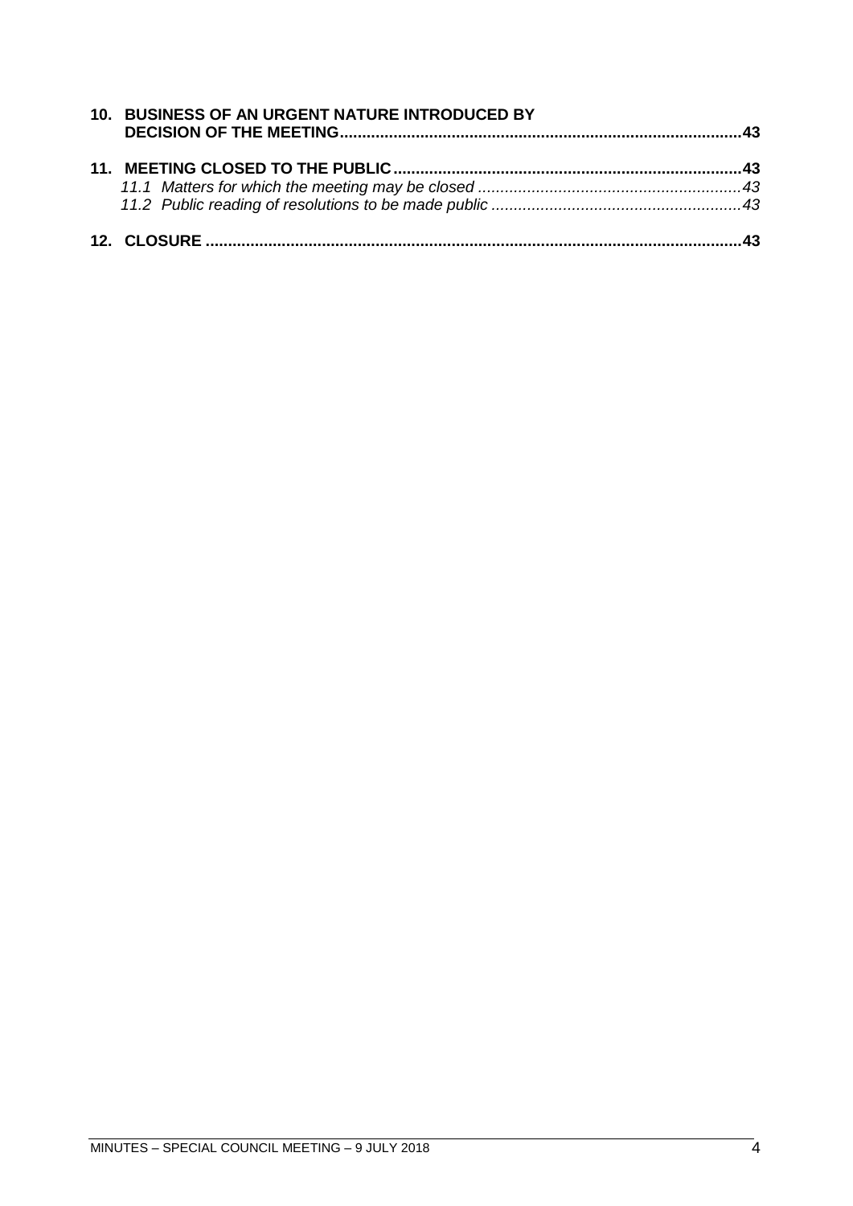**10. BUSINESS OF AN URGENT NATURE INTRODUCED BY DECISION OF THE MEETING** ....................................................................................... **43**

**11. MEETING CLOSED TO THE PUBLIC** ............................................................................ **43**

*11.1 Matters for which the meeting may be closed* .......................................................... *43*

*11.2 Public reading of resolutions to be made public* ....................................................... *43*

**12. CLOSURE** ....................................................................................................................... **43**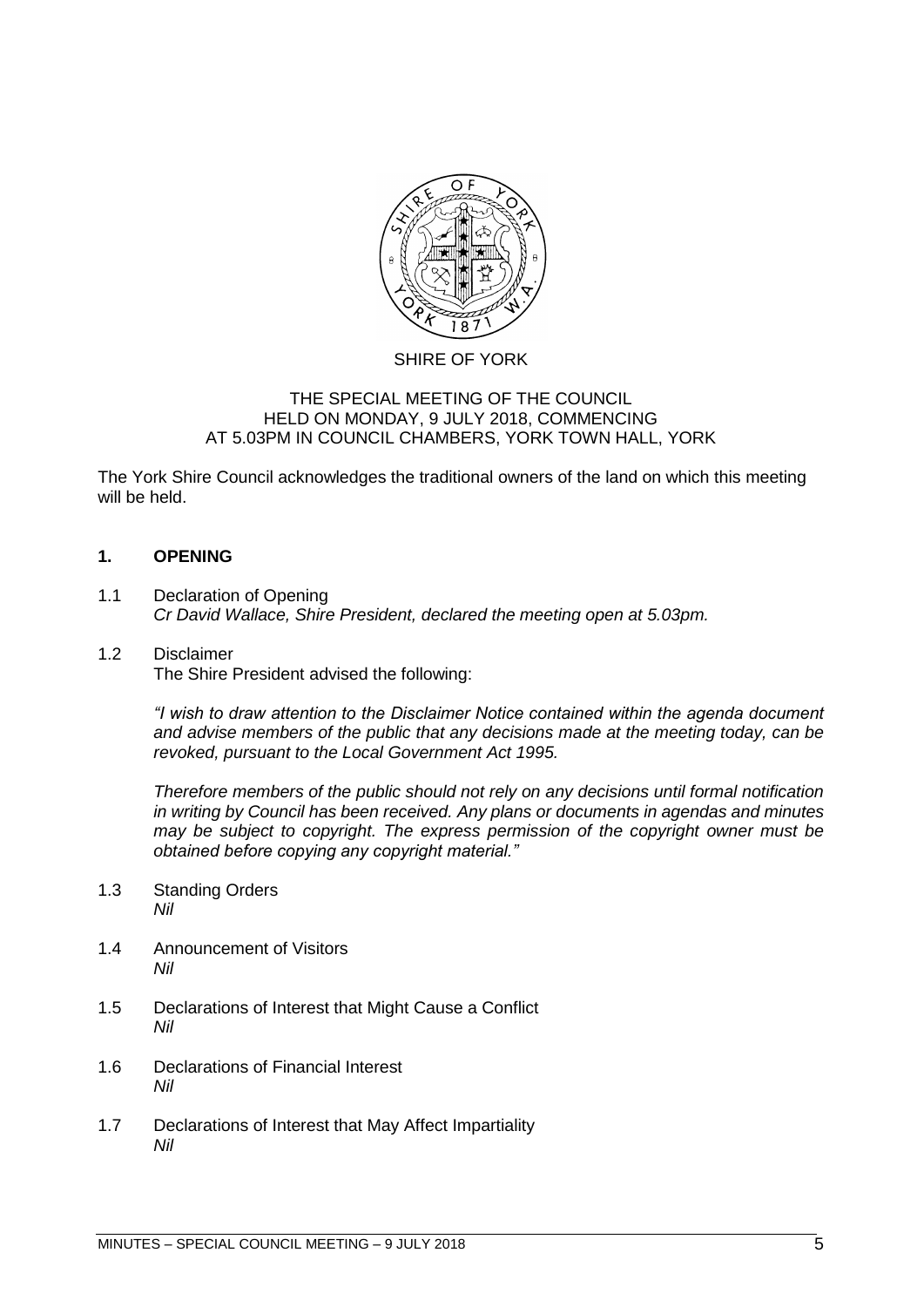SHIRE OF YORK

THE SPECIAL MEETING OF THE COUNCIL
HELD ON MONDAY, 9 JULY 2018, COMMENCING
AT 5.03PM IN COUNCIL CHAMBERS, YORK TOWN HALL, YORK

The York Shire Council acknowledges the traditional owners of the land on which this meeting will be held.

## 1. OPENING

1.1 Declaration of Opening
*Cr David Wallace, Shire President, declared the meeting open at 5.03pm.*

1.2 Disclaimer
The Shire President advised the following:

*"I wish to draw attention to the Disclaimer Notice contained within the agenda document and advise members of the public that any decisions made at the meeting today, can be revoked, pursuant to the Local Government Act 1995.*

*Therefore members of the public should not rely on any decisions until formal notification in writing by Council has been received. Any plans or documents in agendas and minutes may be subject to copyright. The express permission of the copyright owner must be obtained before copying any copyright material."*

1.3 Standing Orders
*Nil*

1.4 Announcement of Visitors
*Nil*

1.5 Declarations of Interest that Might Cause a Conflict
*Nil*

1.6 Declarations of Financial Interest
*Nil*

1.7 Declarations of Interest that May Affect Impartiality
*Nil*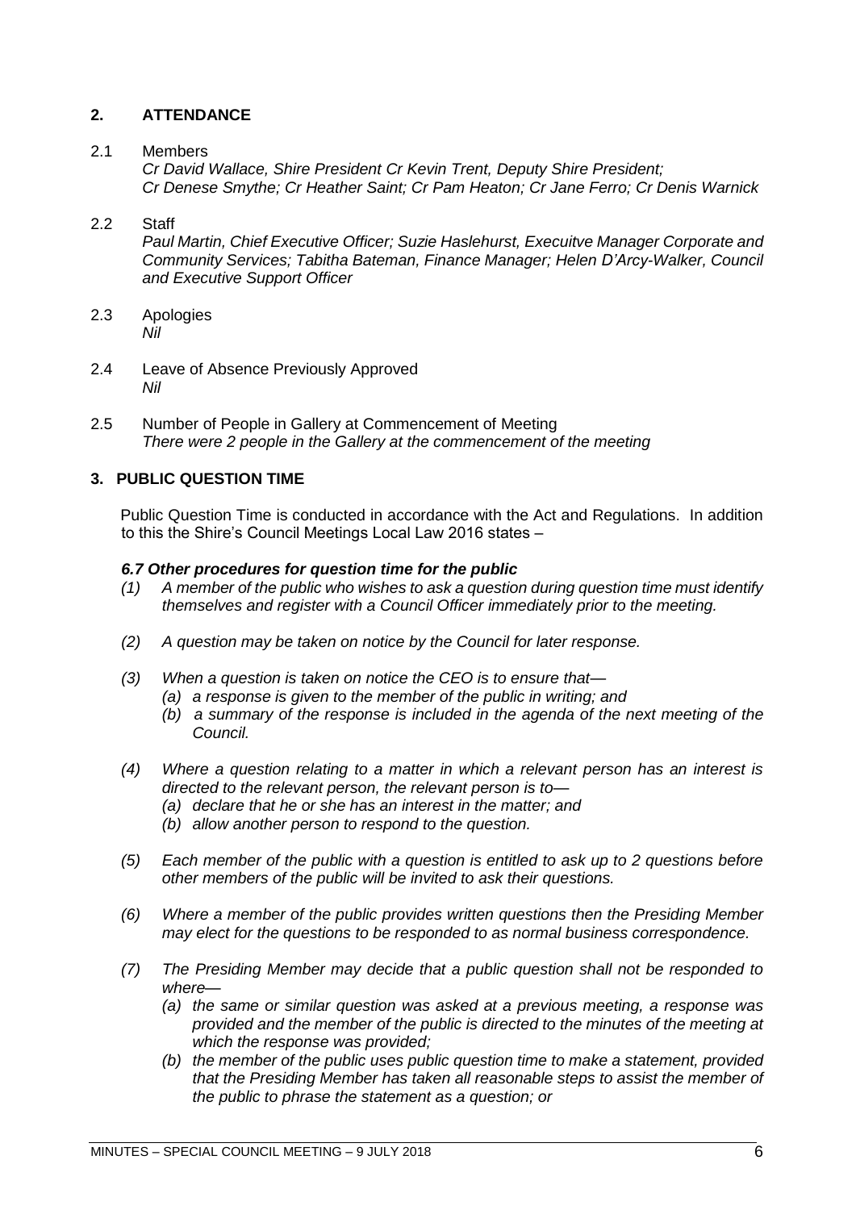## 2. ATTENDANCE

2.1 Members

*Cr David Wallace, Shire President Cr Kevin Trent, Deputy Shire President; Cr Denese Smythe; Cr Heather Saint; Cr Pam Heaton; Cr Jane Ferro; Cr Denis Warnick*

2.2 Staff

*Paul Martin, Chief Executive Officer; Suzie Haslehurst, Execuitve Manager Corporate and Community Services; Tabitha Bateman, Finance Manager; Helen D'Arcy-Walker, Council and Executive Support Officer*

2.3 Apologies

*Nil*

2.4 Leave of Absence Previously Approved

*Nil*

2.5 Number of People in Gallery at Commencement of Meeting

*There were 2 people in the Gallery at the commencement of the meeting*

## 3. PUBLIC QUESTION TIME

Public Question Time is conducted in accordance with the Act and Regulations. In addition to this the Shire's Council Meetings Local Law 2016 states –

***6.7 Other procedures for question time for the public***

*(1) A member of the public who wishes to ask a question during question time must identify themselves and register with a Council Officer immediately prior to the meeting.*

*(2) A question may be taken on notice by the Council for later response.*

*(3) When a question is taken on notice the CEO is to ensure that—*

*(a) a response is given to the member of the public in writing; and*

*(b) a summary of the response is included in the agenda of the next meeting of the Council.*

*(4) Where a question relating to a matter in which a relevant person has an interest is directed to the relevant person, the relevant person is to—*

*(a) declare that he or she has an interest in the matter; and*

*(b) allow another person to respond to the question.*

*(5) Each member of the public with a question is entitled to ask up to 2 questions before other members of the public will be invited to ask their questions.*

*(6) Where a member of the public provides written questions then the Presiding Member may elect for the questions to be responded to as normal business correspondence.*

*(7) The Presiding Member may decide that a public question shall not be responded to where—*

*(a) the same or similar question was asked at a previous meeting, a response was provided and the member of the public is directed to the minutes of the meeting at which the response was provided;*

*(b) the member of the public uses public question time to make a statement, provided that the Presiding Member has taken all reasonable steps to assist the member of the public to phrase the statement as a question; or*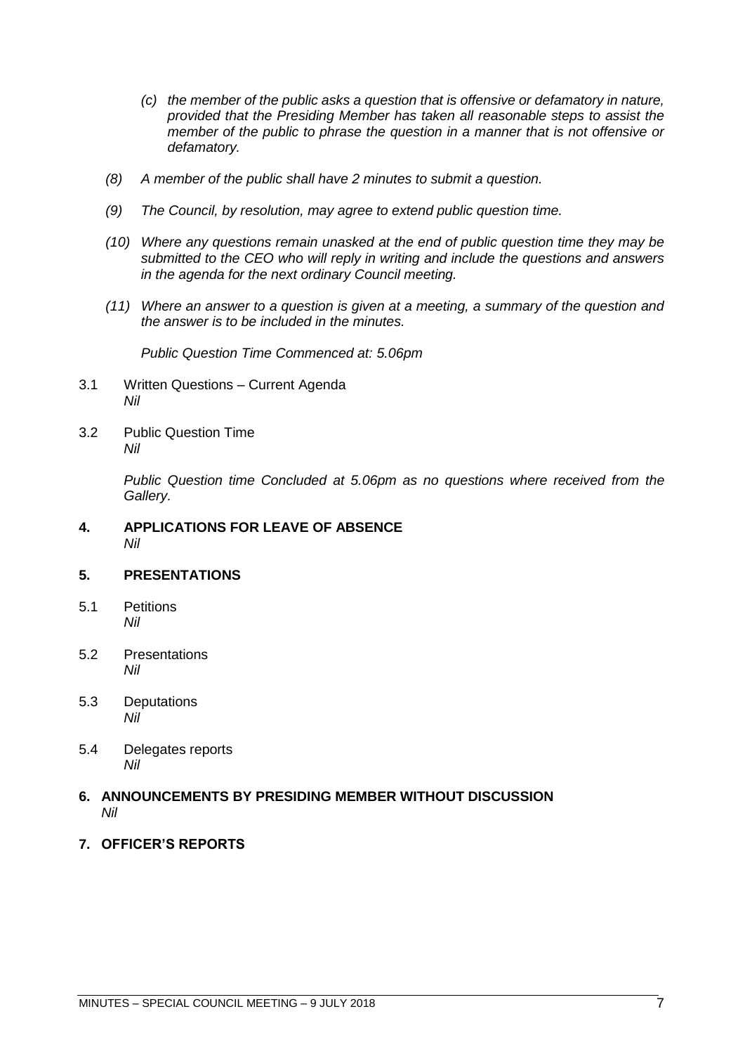*(c) the member of the public asks a question that is offensive or defamatory in nature, provided that the Presiding Member has taken all reasonable steps to assist the member of the public to phrase the question in a manner that is not offensive or defamatory.*

*(8) A member of the public shall have 2 minutes to submit a question.*

*(9) The Council, by resolution, may agree to extend public question time.*

*(10) Where any questions remain unasked at the end of public question time they may be submitted to the CEO who will reply in writing and include the questions and answers in the agenda for the next ordinary Council meeting.*

*(11) Where an answer to a question is given at a meeting, a summary of the question and the answer is to be included in the minutes.*

*Public Question Time Commenced at: 5.06pm*

3.1 Written Questions – Current Agenda
*Nil*

3.2 Public Question Time
*Nil*

*Public Question time Concluded at 5.06pm as no questions where received from the Gallery.*

## 4. APPLICATIONS FOR LEAVE OF ABSENCE
*Nil*

## 5. PRESENTATIONS

5.1 Petitions
*Nil*

5.2 Presentations
*Nil*

5.3 Deputations
*Nil*

5.4 Delegates reports
*Nil*

## 6. ANNOUNCEMENTS BY PRESIDING MEMBER WITHOUT DISCUSSION
*Nil*

## 7. OFFICER'S REPORTS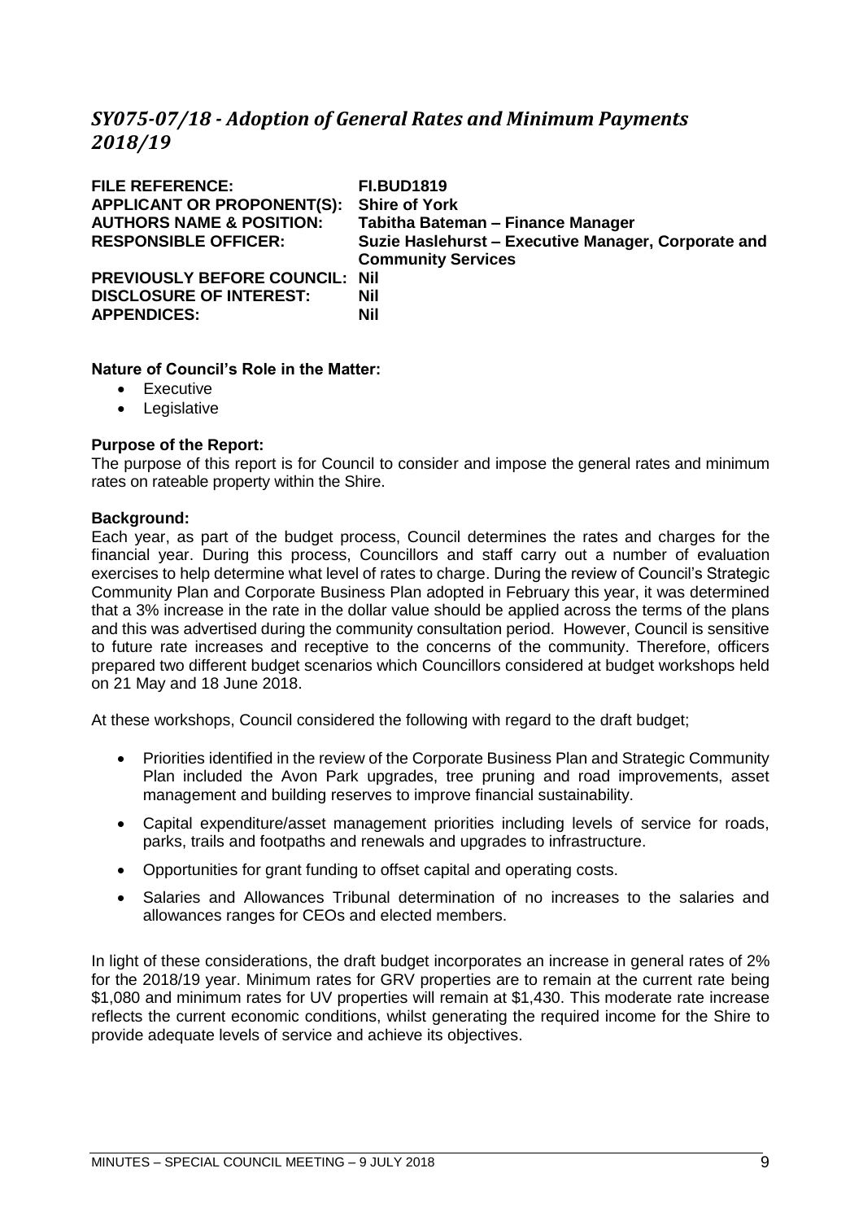## *SY075-07/18 - Adoption of General Rates and Minimum Payments 2018/19*

| | |
|---|---|
| **FILE REFERENCE:** | **FI.BUD1819** |
| **APPLICANT OR PROPONENT(S):** | **Shire of York** |
| **AUTHORS NAME & POSITION:** | **Tabitha Bateman – Finance Manager** |
| **RESPONSIBLE OFFICER:** | **Suzie Haslehurst – Executive Manager, Corporate and Community Services** |
| **PREVIOUSLY BEFORE COUNCIL:** | **Nil** |
| **DISCLOSURE OF INTEREST:** | **Nil** |
| **APPENDICES:** | **Nil** |

**Nature of Council's Role in the Matter:**

- Executive
- Legislative

**Purpose of the Report:**

The purpose of this report is for Council to consider and impose the general rates and minimum rates on rateable property within the Shire.

**Background:**

Each year, as part of the budget process, Council determines the rates and charges for the financial year. During this process, Councillors and staff carry out a number of evaluation exercises to help determine what level of rates to charge. During the review of Council's Strategic Community Plan and Corporate Business Plan adopted in February this year, it was determined that a 3% increase in the rate in the dollar value should be applied across the terms of the plans and this was advertised during the community consultation period. However, Council is sensitive to future rate increases and receptive to the concerns of the community. Therefore, officers prepared two different budget scenarios which Councillors considered at budget workshops held on 21 May and 18 June 2018.

At these workshops, Council considered the following with regard to the draft budget;

- Priorities identified in the review of the Corporate Business Plan and Strategic Community Plan included the Avon Park upgrades, tree pruning and road improvements, asset management and building reserves to improve financial sustainability.
- Capital expenditure/asset management priorities including levels of service for roads, parks, trails and footpaths and renewals and upgrades to infrastructure.
- Opportunities for grant funding to offset capital and operating costs.
- Salaries and Allowances Tribunal determination of no increases to the salaries and allowances ranges for CEOs and elected members.

In light of these considerations, the draft budget incorporates an increase in general rates of 2% for the 2018/19 year. Minimum rates for GRV properties are to remain at the current rate being $1,080 and minimum rates for UV properties will remain at $1,430. This moderate rate increase reflects the current economic conditions, whilst generating the required income for the Shire to provide adequate levels of service and achieve its objectives.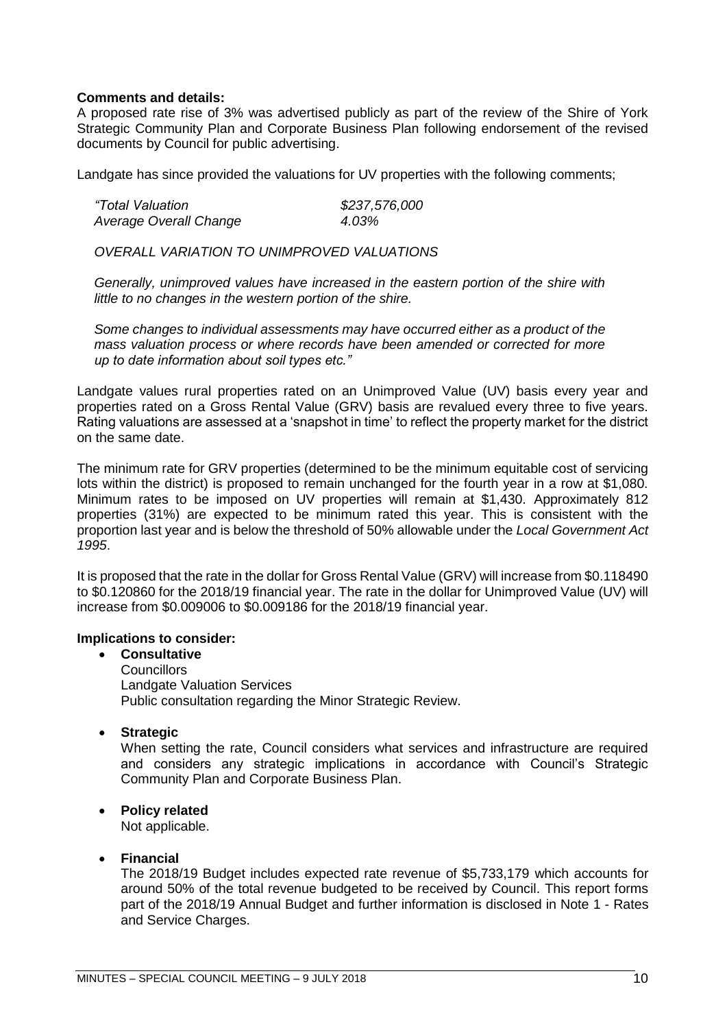**Comments and details:**
A proposed rate rise of 3% was advertised publicly as part of the review of the Shire of York Strategic Community Plan and Corporate Business Plan following endorsement of the revised documents by Council for public advertising.

Landgate has since provided the valuations for UV properties with the following comments;

> *"Total Valuation* *$237,576,000*
> *Average Overall Change* *4.03%*
>
> *OVERALL VARIATION TO UNIMPROVED VALUATIONS*
>
> *Generally, unimproved values have increased in the eastern portion of the shire with little to no changes in the western portion of the shire.*
>
> *Some changes to individual assessments may have occurred either as a product of the mass valuation process or where records have been amended or corrected for more up to date information about soil types etc."*

Landgate values rural properties rated on an Unimproved Value (UV) basis every year and properties rated on a Gross Rental Value (GRV) basis are revalued every three to five years. Rating valuations are assessed at a 'snapshot in time' to reflect the property market for the district on the same date.

The minimum rate for GRV properties (determined to be the minimum equitable cost of servicing lots within the district) is proposed to remain unchanged for the fourth year in a row at $1,080. Minimum rates to be imposed on UV properties will remain at $1,430. Approximately 812 properties (31%) are expected to be minimum rated this year. This is consistent with the proportion last year and is below the threshold of 50% allowable under the *Local Government Act 1995*.

It is proposed that the rate in the dollar for Gross Rental Value (GRV) will increase from $0.118490 to $0.120860 for the 2018/19 financial year. The rate in the dollar for Unimproved Value (UV) will increase from $0.009006 to $0.009186 for the 2018/19 financial year.

**Implications to consider:**

- **Consultative**
  Councillors
  Landgate Valuation Services
  Public consultation regarding the Minor Strategic Review.

- **Strategic**
  When setting the rate, Council considers what services and infrastructure are required and considers any strategic implications in accordance with Council's Strategic Community Plan and Corporate Business Plan.

- **Policy related**
  Not applicable.

- **Financial**
  The 2018/19 Budget includes expected rate revenue of $5,733,179 which accounts for around 50% of the total revenue budgeted to be received by Council. This report forms part of the 2018/19 Annual Budget and further information is disclosed in Note 1 - Rates and Service Charges.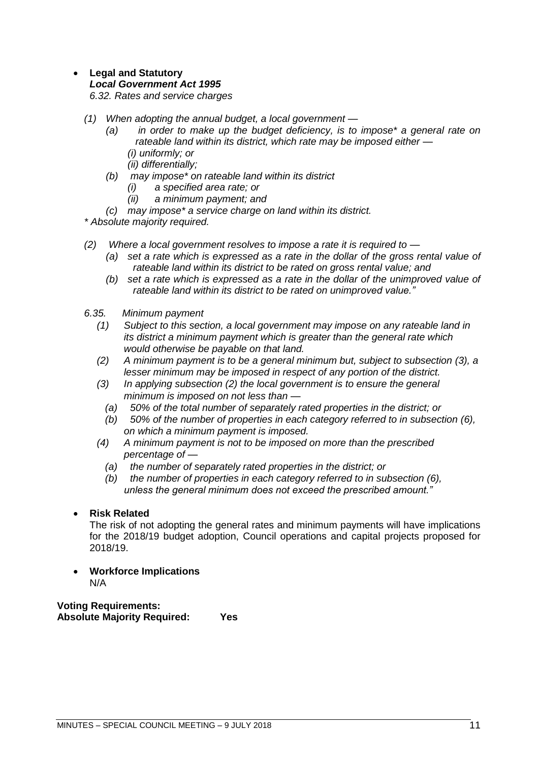- **Legal and Statutory**
  ***Local Government Act 1995***
  *6.32. Rates and service charges*

  *(1) When adopting the annual budget, a local government —*
  - *(a) in order to make up the budget deficiency, is to impose* a general rate on rateable land within its district, which rate may be imposed either —*
    - *(i) uniformly; or*
    - *(ii) differentially;*
  - *(b) may impose* on rateable land within its district*
    - *(i) a specified area rate; or*
    - *(ii) a minimum payment; and*
  - *(c) may impose* a service charge on land within its district.*

  ** Absolute majority required.*

  *(2) Where a local government resolves to impose a rate it is required to —*
  - *(a) set a rate which is expressed as a rate in the dollar of the gross rental value of rateable land within its district to be rated on gross rental value; and*
  - *(b) set a rate which is expressed as a rate in the dollar of the unimproved value of rateable land within its district to be rated on unimproved value."*

  *6.35. Minimum payment*
  - *(1) Subject to this section, a local government may impose on any rateable land in its district a minimum payment which is greater than the general rate which would otherwise be payable on that land.*
  - *(2) A minimum payment is to be a general minimum but, subject to subsection (3), a lesser minimum may be imposed in respect of any portion of the district.*
  - *(3) In applying subsection (2) the local government is to ensure the general minimum is imposed on not less than —*
    - *(a) 50% of the total number of separately rated properties in the district; or*
    - *(b) 50% of the number of properties in each category referred to in subsection (6), on which a minimum payment is imposed.*
  - *(4) A minimum payment is not to be imposed on more than the prescribed percentage of —*
    - *(a) the number of separately rated properties in the district; or*
    - *(b) the number of properties in each category referred to in subsection (6), unless the general minimum does not exceed the prescribed amount."*

- **Risk Related**
  The risk of not adopting the general rates and minimum payments will have implications for the 2018/19 budget adoption, Council operations and capital projects proposed for 2018/19.

- **Workforce Implications**
  N/A

**Voting Requirements:**
**Absolute Majority Required: Yes**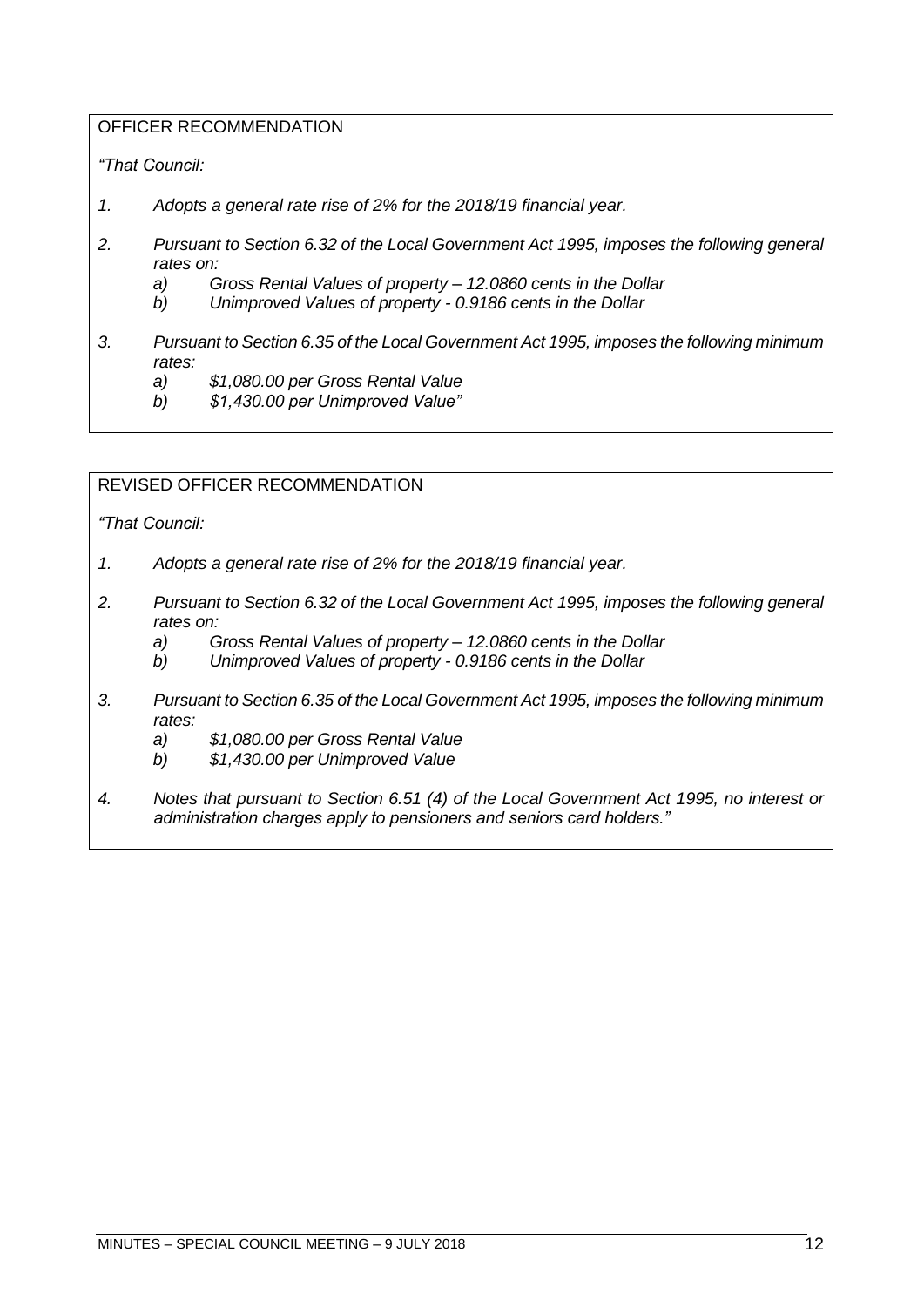OFFICER RECOMMENDATION

*"That Council:*

1. *Adopts a general rate rise of 2% for the 2018/19 financial year.*

2. *Pursuant to Section 6.32 of the Local Government Act 1995, imposes the following general rates on:*
   a) *Gross Rental Values of property – 12.0860 cents in the Dollar*
   b) *Unimproved Values of property - 0.9186 cents in the Dollar*

3. *Pursuant to Section 6.35 of the Local Government Act 1995, imposes the following minimum rates:*
   a) *$1,080.00 per Gross Rental Value*
   b) *$1,430.00 per Unimproved Value"*

REVISED OFFICER RECOMMENDATION

*"That Council:*

1. *Adopts a general rate rise of 2% for the 2018/19 financial year.*

2. *Pursuant to Section 6.32 of the Local Government Act 1995, imposes the following general rates on:*
   a) *Gross Rental Values of property – 12.0860 cents in the Dollar*
   b) *Unimproved Values of property - 0.9186 cents in the Dollar*

3. *Pursuant to Section 6.35 of the Local Government Act 1995, imposes the following minimum rates:*
   a) *$1,080.00 per Gross Rental Value*
   b) *$1,430.00 per Unimproved Value*

4. *Notes that pursuant to Section 6.51 (4) of the Local Government Act 1995, no interest or administration charges apply to pensioners and seniors card holders."*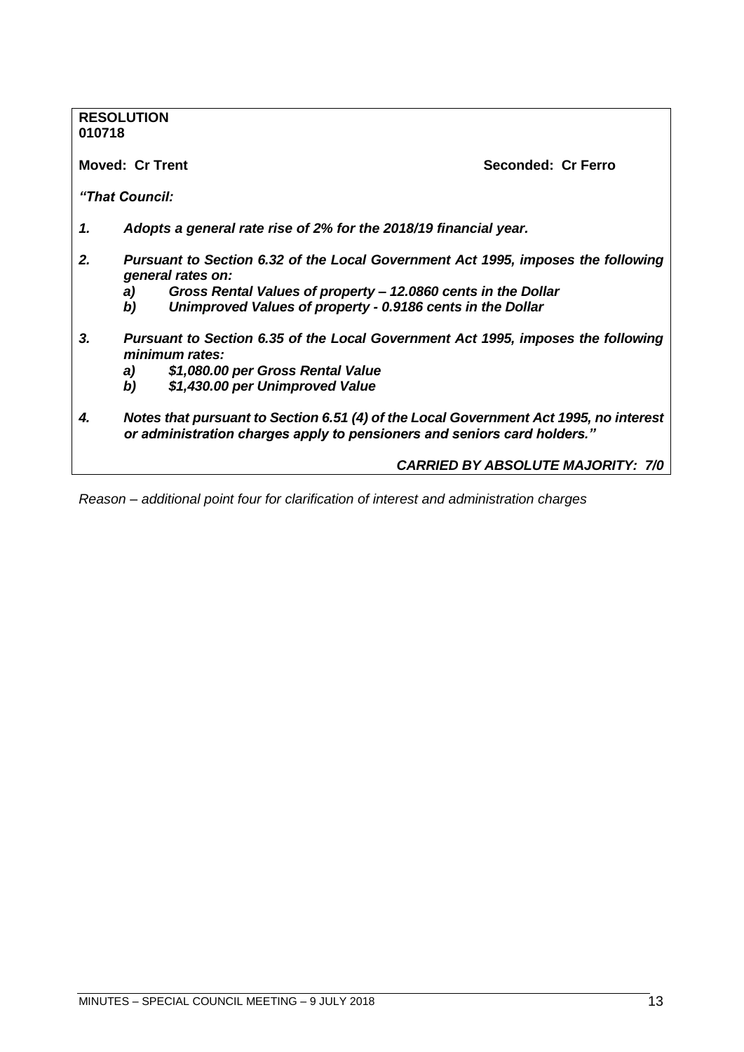**RESOLUTION**
**010718**

**Moved: Cr Trent** **Seconded: Cr Ferro**

***"That Council:***

1. ***Adopts a general rate rise of 2% for the 2018/19 financial year.***

2. ***Pursuant to Section 6.32 of the Local Government Act 1995, imposes the following general rates on:***
   a) ***Gross Rental Values of property – 12.0860 cents in the Dollar***
   b) ***Unimproved Values of property - 0.9186 cents in the Dollar***

3. ***Pursuant to Section 6.35 of the Local Government Act 1995, imposes the following minimum rates:***
   a) ***$1,080.00 per Gross Rental Value***
   b) ***$1,430.00 per Unimproved Value***

4. ***Notes that pursuant to Section 6.51 (4) of the Local Government Act 1995, no interest or administration charges apply to pensioners and seniors card holders."***

***CARRIED BY ABSOLUTE MAJORITY: 7/0***

*Reason – additional point four for clarification of interest and administration charges*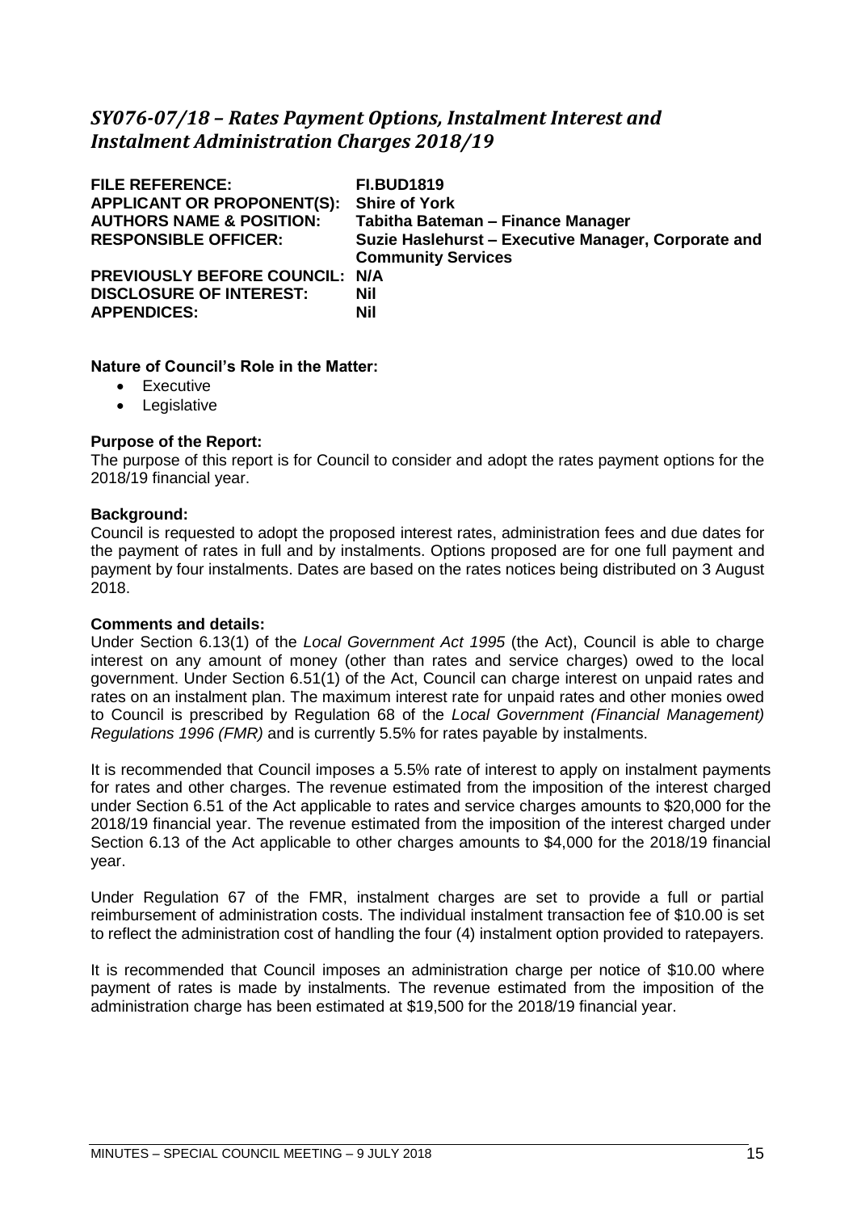## *SY076-07/18 – Rates Payment Options, Instalment Interest and Instalment Administration Charges 2018/19*

| | |
|---|---|
| **FILE REFERENCE:** | **FI.BUD1819** |
| **APPLICANT OR PROPONENT(S):** | **Shire of York** |
| **AUTHORS NAME & POSITION:** | **Tabitha Bateman – Finance Manager** |
| **RESPONSIBLE OFFICER:** | **Suzie Haslehurst – Executive Manager, Corporate and Community Services** |
| **PREVIOUSLY BEFORE COUNCIL:** | **N/A** |
| **DISCLOSURE OF INTEREST:** | **Nil** |
| **APPENDICES:** | **Nil** |

**Nature of Council's Role in the Matter:**

- Executive
- Legislative

**Purpose of the Report:**

The purpose of this report is for Council to consider and adopt the rates payment options for the 2018/19 financial year.

**Background:**

Council is requested to adopt the proposed interest rates, administration fees and due dates for the payment of rates in full and by instalments. Options proposed are for one full payment and payment by four instalments. Dates are based on the rates notices being distributed on 3 August 2018.

**Comments and details:**

Under Section 6.13(1) of the *Local Government Act 1995* (the Act), Council is able to charge interest on any amount of money (other than rates and service charges) owed to the local government. Under Section 6.51(1) of the Act, Council can charge interest on unpaid rates and rates on an instalment plan. The maximum interest rate for unpaid rates and other monies owed to Council is prescribed by Regulation 68 of the *Local Government (Financial Management) Regulations 1996 (FMR)* and is currently 5.5% for rates payable by instalments.

It is recommended that Council imposes a 5.5% rate of interest to apply on instalment payments for rates and other charges. The revenue estimated from the imposition of the interest charged under Section 6.51 of the Act applicable to rates and service charges amounts to $20,000 for the 2018/19 financial year. The revenue estimated from the imposition of the interest charged under Section 6.13 of the Act applicable to other charges amounts to $4,000 for the 2018/19 financial year.

Under Regulation 67 of the FMR, instalment charges are set to provide a full or partial reimbursement of administration costs. The individual instalment transaction fee of $10.00 is set to reflect the administration cost of handling the four (4) instalment option provided to ratepayers.

It is recommended that Council imposes an administration charge per notice of $10.00 where payment of rates is made by instalments. The revenue estimated from the imposition of the administration charge has been estimated at $19,500 for the 2018/19 financial year.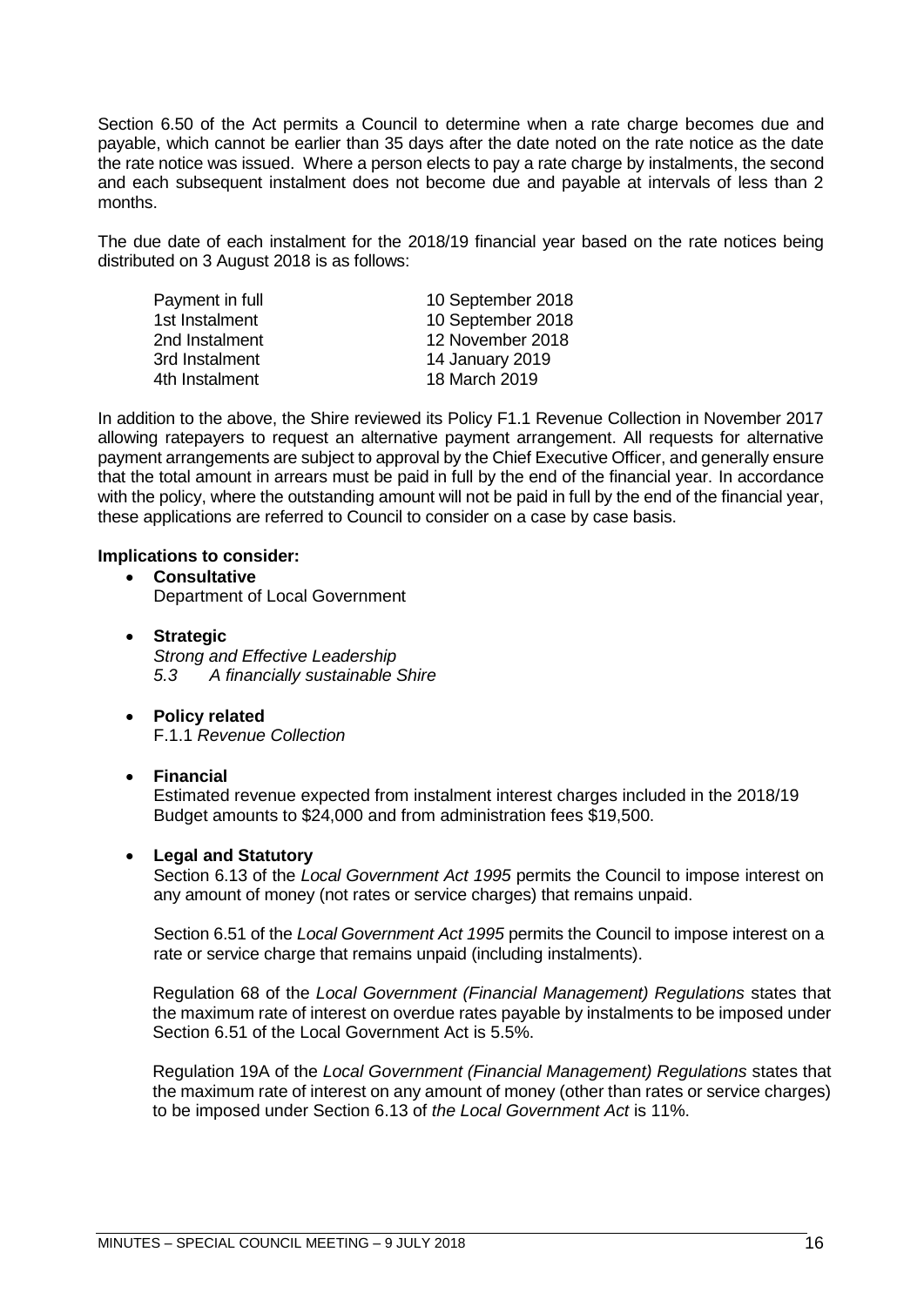Section 6.50 of the Act permits a Council to determine when a rate charge becomes due and payable, which cannot be earlier than 35 days after the date noted on the rate notice as the date the rate notice was issued. Where a person elects to pay a rate charge by instalments, the second and each subsequent instalment does not become due and payable at intervals of less than 2 months.

The due date of each instalment for the 2018/19 financial year based on the rate notices being distributed on 3 August 2018 is as follows:

| | |
|---|---|
| Payment in full | 10 September 2018 |
| 1st Instalment | 10 September 2018 |
| 2nd Instalment | 12 November 2018 |
| 3rd Instalment | 14 January 2019 |
| 4th Instalment | 18 March 2019 |

In addition to the above, the Shire reviewed its Policy F1.1 Revenue Collection in November 2017 allowing ratepayers to request an alternative payment arrangement. All requests for alternative payment arrangements are subject to approval by the Chief Executive Officer, and generally ensure that the total amount in arrears must be paid in full by the end of the financial year. In accordance with the policy, where the outstanding amount will not be paid in full by the end of the financial year, these applications are referred to Council to consider on a case by case basis.

**Implications to consider:**

- **Consultative**
  Department of Local Government

- **Strategic**
  *Strong and Effective Leadership*
  *5.3 A financially sustainable Shire*

- **Policy related**
  F.1.1 *Revenue Collection*

- **Financial**
  Estimated revenue expected from instalment interest charges included in the 2018/19 Budget amounts to $24,000 and from administration fees $19,500.

- **Legal and Statutory**
  Section 6.13 of the *Local Government Act 1995* permits the Council to impose interest on any amount of money (not rates or service charges) that remains unpaid.

  Section 6.51 of the *Local Government Act 1995* permits the Council to impose interest on a rate or service charge that remains unpaid (including instalments).

  Regulation 68 of the *Local Government (Financial Management) Regulations* states that the maximum rate of interest on overdue rates payable by instalments to be imposed under Section 6.51 of the Local Government Act is 5.5%.

  Regulation 19A of the *Local Government (Financial Management) Regulations* states that the maximum rate of interest on any amount of money (other than rates or service charges) to be imposed under Section 6.13 of *the Local Government Act* is 11%.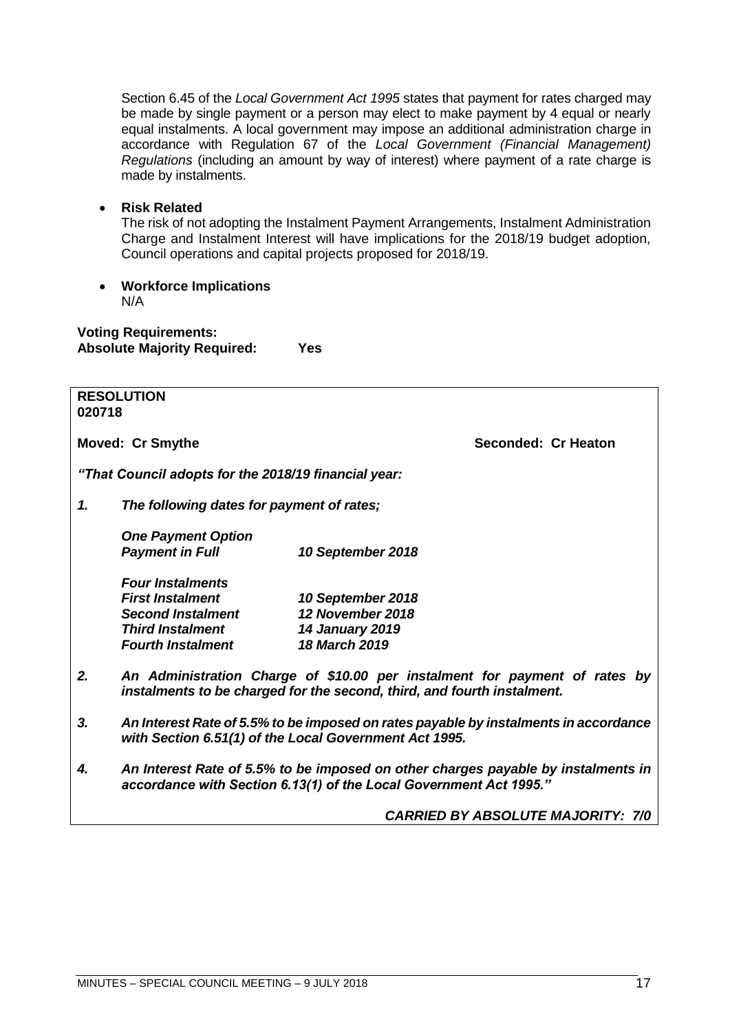Section 6.45 of the *Local Government Act 1995* states that payment for rates charged may be made by single payment or a person may elect to make payment by 4 equal or nearly equal instalments. A local government may impose an additional administration charge in accordance with Regulation 67 of the *Local Government (Financial Management) Regulations* (including an amount by way of interest) where payment of a rate charge is made by instalments.

- **Risk Related**
  The risk of not adopting the Instalment Payment Arrangements, Instalment Administration Charge and Instalment Interest will have implications for the 2018/19 budget adoption, Council operations and capital projects proposed for 2018/19.

- **Workforce Implications**
  N/A

**Voting Requirements:**
**Absolute Majority Required: Yes**

---

**RESOLUTION**
**020718**

**Moved: Cr Smythe** **Seconded: Cr Heaton**

***"That Council adopts for the 2018/19 financial year:***

***1. The following dates for payment of rates;***

| | |
|---|---|
| ***One Payment Option*** | |
| ***Payment in Full*** | ***10 September 2018*** |
| ***Four Instalments*** | |
| ***First Instalment*** | ***10 September 2018*** |
| ***Second Instalment*** | ***12 November 2018*** |
| ***Third Instalment*** | ***14 January 2019*** |
| ***Fourth Instalment*** | ***18 March 2019*** |

***2. An Administration Charge of $10.00 per instalment for payment of rates by instalments to be charged for the second, third, and fourth instalment.***

***3. An Interest Rate of 5.5% to be imposed on rates payable by instalments in accordance with Section 6.51(1) of the Local Government Act 1995.***

***4. An Interest Rate of 5.5% to be imposed on other charges payable by instalments in accordance with Section 6.13(1) of the Local Government Act 1995."***

***CARRIED BY ABSOLUTE MAJORITY: 7/0***

---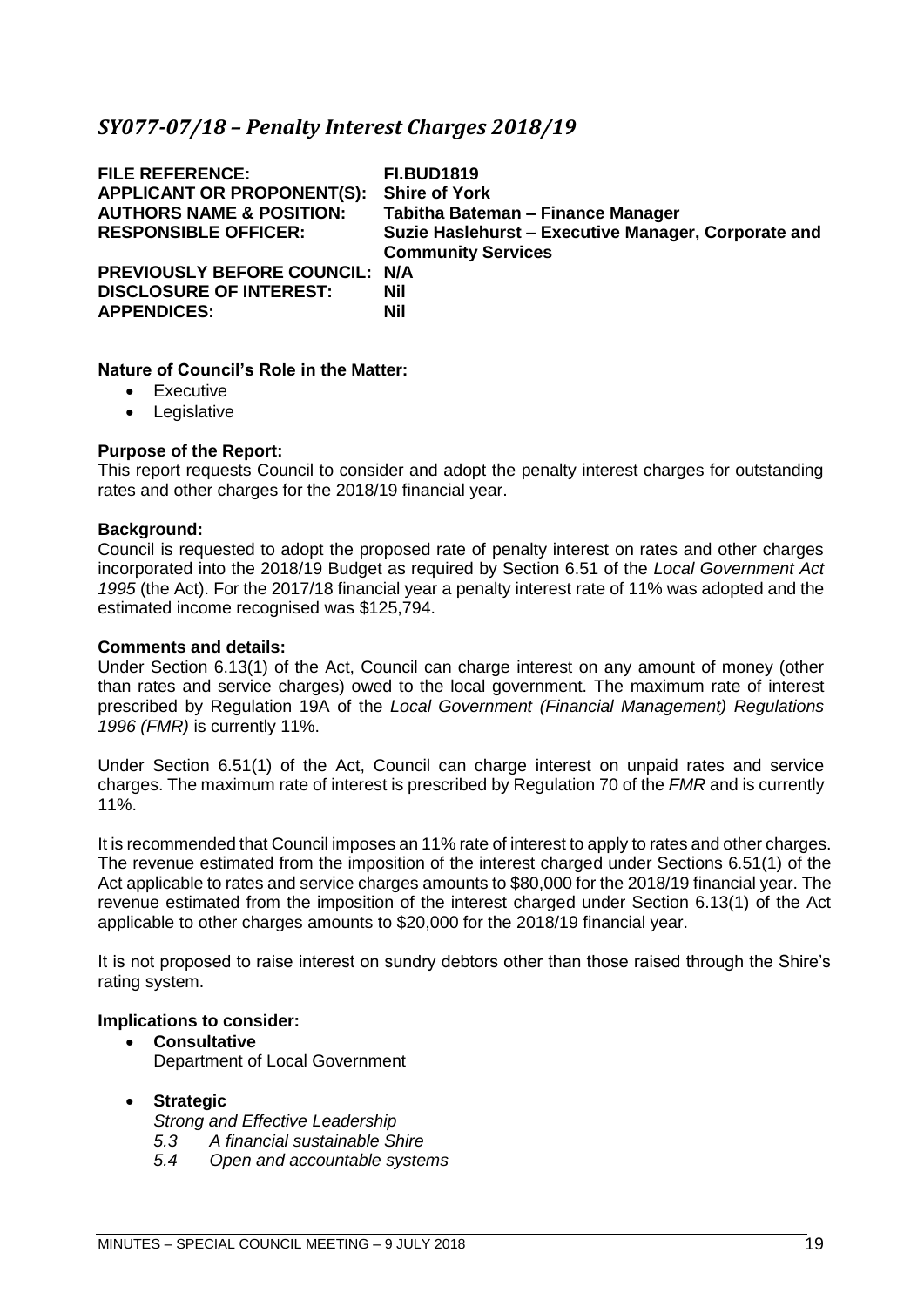## *SY077-07/18 – Penalty Interest Charges 2018/19*

**FILE REFERENCE:** **FI.BUD1819**
**APPLICANT OR PROPONENT(S):** **Shire of York**
**AUTHORS NAME & POSITION:** **Tabitha Bateman – Finance Manager**
**RESPONSIBLE OFFICER:** **Suzie Haslehurst – Executive Manager, Corporate and Community Services**
**PREVIOUSLY BEFORE COUNCIL:** **N/A**
**DISCLOSURE OF INTEREST:** **Nil**
**APPENDICES:** **Nil**

**Nature of Council's Role in the Matter:**

- Executive
- Legislative

**Purpose of the Report:**
This report requests Council to consider and adopt the penalty interest charges for outstanding rates and other charges for the 2018/19 financial year.

**Background:**
Council is requested to adopt the proposed rate of penalty interest on rates and other charges incorporated into the 2018/19 Budget as required by Section 6.51 of the *Local Government Act 1995* (the Act). For the 2017/18 financial year a penalty interest rate of 11% was adopted and the estimated income recognised was $125,794.

**Comments and details:**
Under Section 6.13(1) of the Act, Council can charge interest on any amount of money (other than rates and service charges) owed to the local government. The maximum rate of interest prescribed by Regulation 19A of the *Local Government (Financial Management) Regulations 1996 (FMR)* is currently 11%.

Under Section 6.51(1) of the Act, Council can charge interest on unpaid rates and service charges. The maximum rate of interest is prescribed by Regulation 70 of the *FMR* and is currently 11%.

It is recommended that Council imposes an 11% rate of interest to apply to rates and other charges. The revenue estimated from the imposition of the interest charged under Sections 6.51(1) of the Act applicable to rates and service charges amounts to $80,000 for the 2018/19 financial year. The revenue estimated from the imposition of the interest charged under Section 6.13(1) of the Act applicable to other charges amounts to $20,000 for the 2018/19 financial year.

It is not proposed to raise interest on sundry debtors other than those raised through the Shire's rating system.

**Implications to consider:**

- **Consultative**
  Department of Local Government

- **Strategic**
  *Strong and Effective Leadership*
  *5.3 A financial sustainable Shire*
  *5.4 Open and accountable systems*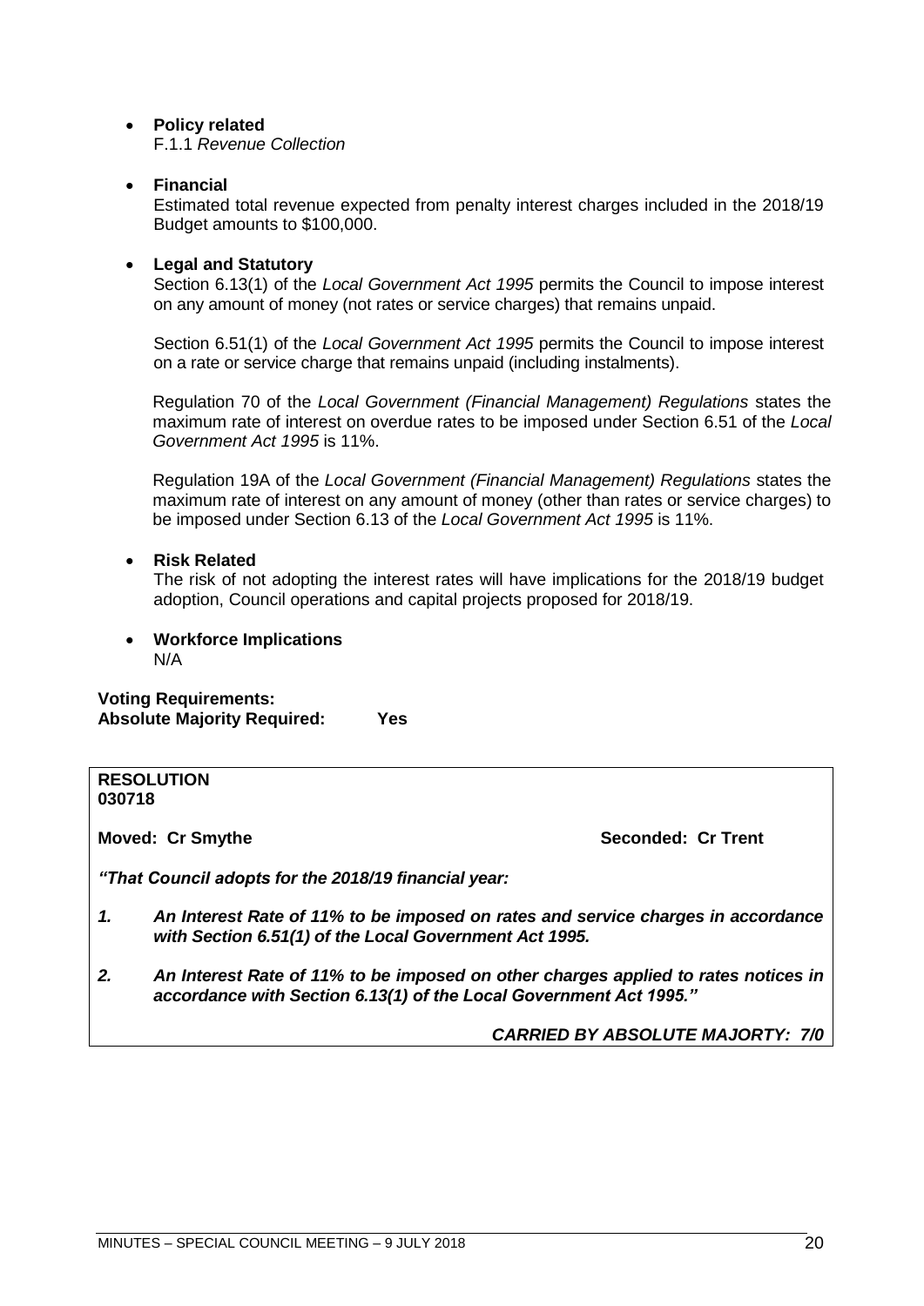- **Policy related**
  F.1.1 *Revenue Collection*

- **Financial**
  Estimated total revenue expected from penalty interest charges included in the 2018/19 Budget amounts to $100,000.

- **Legal and Statutory**
  Section 6.13(1) of the *Local Government Act 1995* permits the Council to impose interest on any amount of money (not rates or service charges) that remains unpaid.

  Section 6.51(1) of the *Local Government Act 1995* permits the Council to impose interest on a rate or service charge that remains unpaid (including instalments).

  Regulation 70 of the *Local Government (Financial Management) Regulations* states the maximum rate of interest on overdue rates to be imposed under Section 6.51 of the *Local Government Act 1995* is 11%.

  Regulation 19A of the *Local Government (Financial Management) Regulations* states the maximum rate of interest on any amount of money (other than rates or service charges) to be imposed under Section 6.13 of the *Local Government Act 1995* is 11%.

- **Risk Related**
  The risk of not adopting the interest rates will have implications for the 2018/19 budget adoption, Council operations and capital projects proposed for 2018/19.

- **Workforce Implications**
  N/A

**Voting Requirements:**
**Absolute Majority Required: Yes**

---

**RESOLUTION**
**030718**

**Moved: Cr Smythe** **Seconded: Cr Trent**

***"That Council adopts for the 2018/19 financial year:***

1. ***An Interest Rate of 11% to be imposed on rates and service charges in accordance with Section 6.51(1) of the Local Government Act 1995.***

2. ***An Interest Rate of 11% to be imposed on other charges applied to rates notices in accordance with Section 6.13(1) of the Local Government Act 1995."***

***CARRIED BY ABSOLUTE MAJORTY: 7/0***

---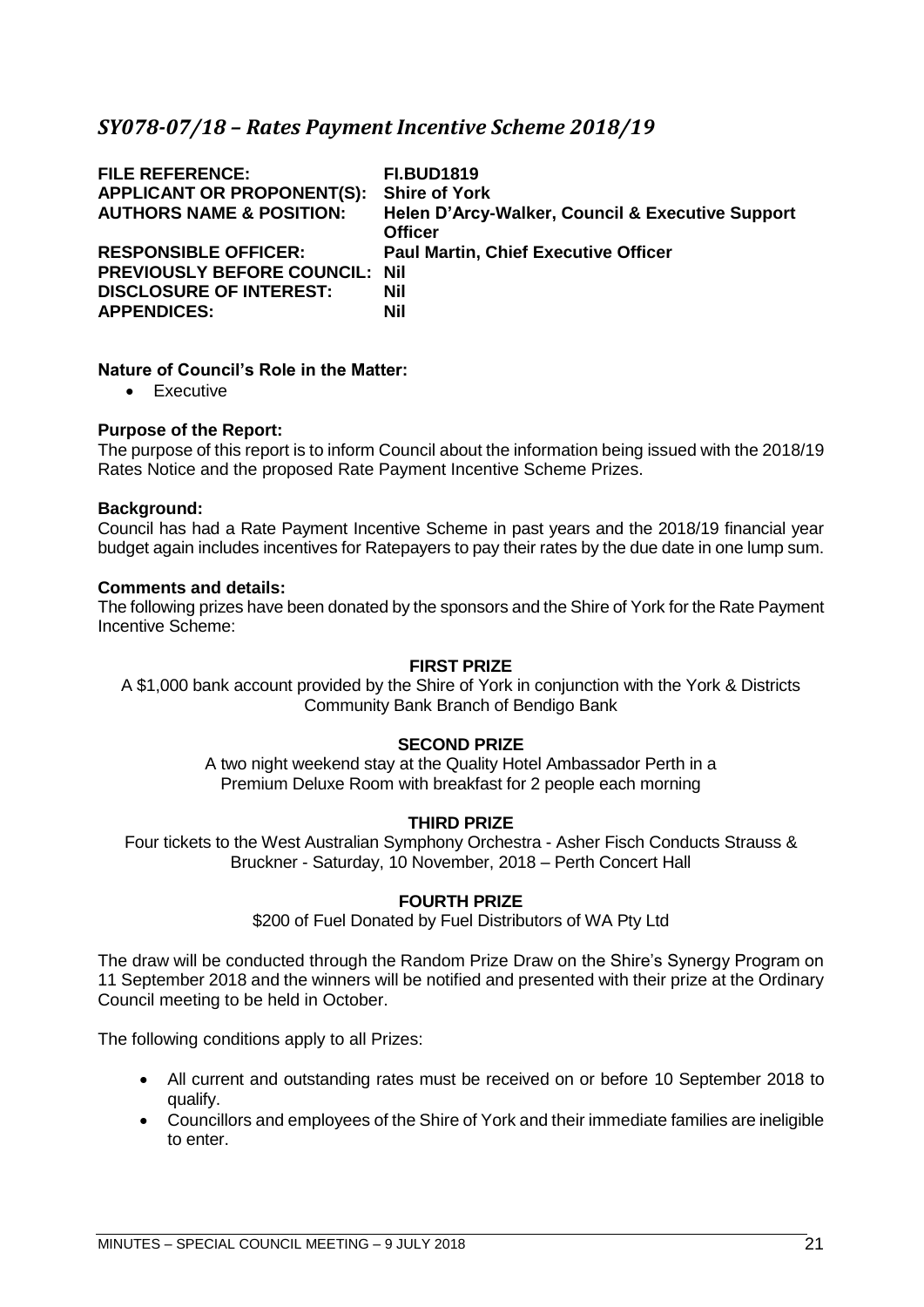## *SY078-07/18 – Rates Payment Incentive Scheme 2018/19*

**FILE REFERENCE:** **FI.BUD1819**
**APPLICANT OR PROPONENT(S):** **Shire of York**
**AUTHORS NAME & POSITION:** **Helen D'Arcy-Walker, Council & Executive Support Officer**
**RESPONSIBLE OFFICER:** **Paul Martin, Chief Executive Officer**
**PREVIOUSLY BEFORE COUNCIL:** **Nil**
**DISCLOSURE OF INTEREST:** **Nil**
**APPENDICES:** **Nil**

**Nature of Council's Role in the Matter:**

- Executive

**Purpose of the Report:**
The purpose of this report is to inform Council about the information being issued with the 2018/19 Rates Notice and the proposed Rate Payment Incentive Scheme Prizes.

**Background:**
Council has had a Rate Payment Incentive Scheme in past years and the 2018/19 financial year budget again includes incentives for Ratepayers to pay their rates by the due date in one lump sum.

**Comments and details:**
The following prizes have been donated by the sponsors and the Shire of York for the Rate Payment Incentive Scheme:

**FIRST PRIZE**

A $1,000 bank account provided by the Shire of York in conjunction with the York & Districts Community Bank Branch of Bendigo Bank

**SECOND PRIZE**

A two night weekend stay at the Quality Hotel Ambassador Perth in a Premium Deluxe Room with breakfast for 2 people each morning

**THIRD PRIZE**

Four tickets to the West Australian Symphony Orchestra - Asher Fisch Conducts Strauss & Bruckner - Saturday, 10 November, 2018 – Perth Concert Hall

**FOURTH PRIZE**

$200 of Fuel Donated by Fuel Distributors of WA Pty Ltd

The draw will be conducted through the Random Prize Draw on the Shire's Synergy Program on 11 September 2018 and the winners will be notified and presented with their prize at the Ordinary Council meeting to be held in October.

The following conditions apply to all Prizes:

- All current and outstanding rates must be received on or before 10 September 2018 to qualify.
- Councillors and employees of the Shire of York and their immediate families are ineligible to enter.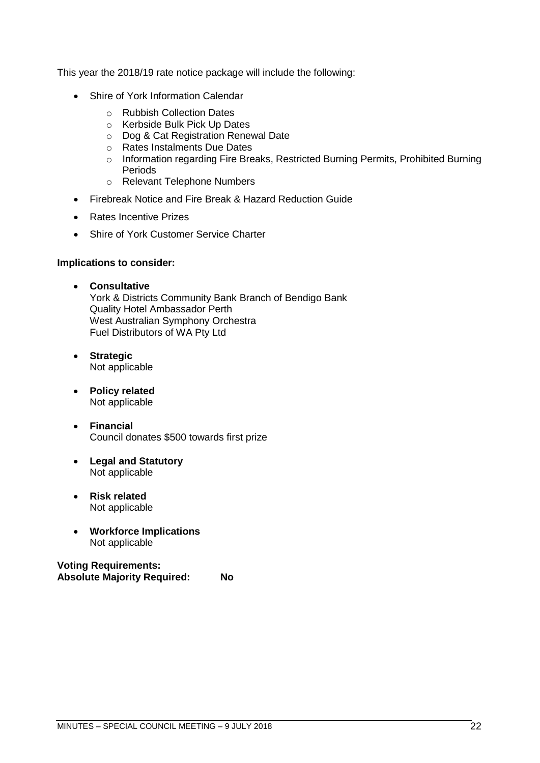This year the 2018/19 rate notice package will include the following:

- Shire of York Information Calendar
  - Rubbish Collection Dates
  - Kerbside Bulk Pick Up Dates
  - Dog & Cat Registration Renewal Date
  - Rates Instalments Due Dates
  - Information regarding Fire Breaks, Restricted Burning Permits, Prohibited Burning Periods
  - Relevant Telephone Numbers
- Firebreak Notice and Fire Break & Hazard Reduction Guide
- Rates Incentive Prizes
- Shire of York Customer Service Charter

**Implications to consider:**

- **Consultative**
  York & Districts Community Bank Branch of Bendigo Bank
  Quality Hotel Ambassador Perth
  West Australian Symphony Orchestra
  Fuel Distributors of WA Pty Ltd
- **Strategic**
  Not applicable
- **Policy related**
  Not applicable
- **Financial**
  Council donates $500 towards first prize
- **Legal and Statutory**
  Not applicable
- **Risk related**
  Not applicable
- **Workforce Implications**
  Not applicable

**Voting Requirements:**
**Absolute Majority Required: No**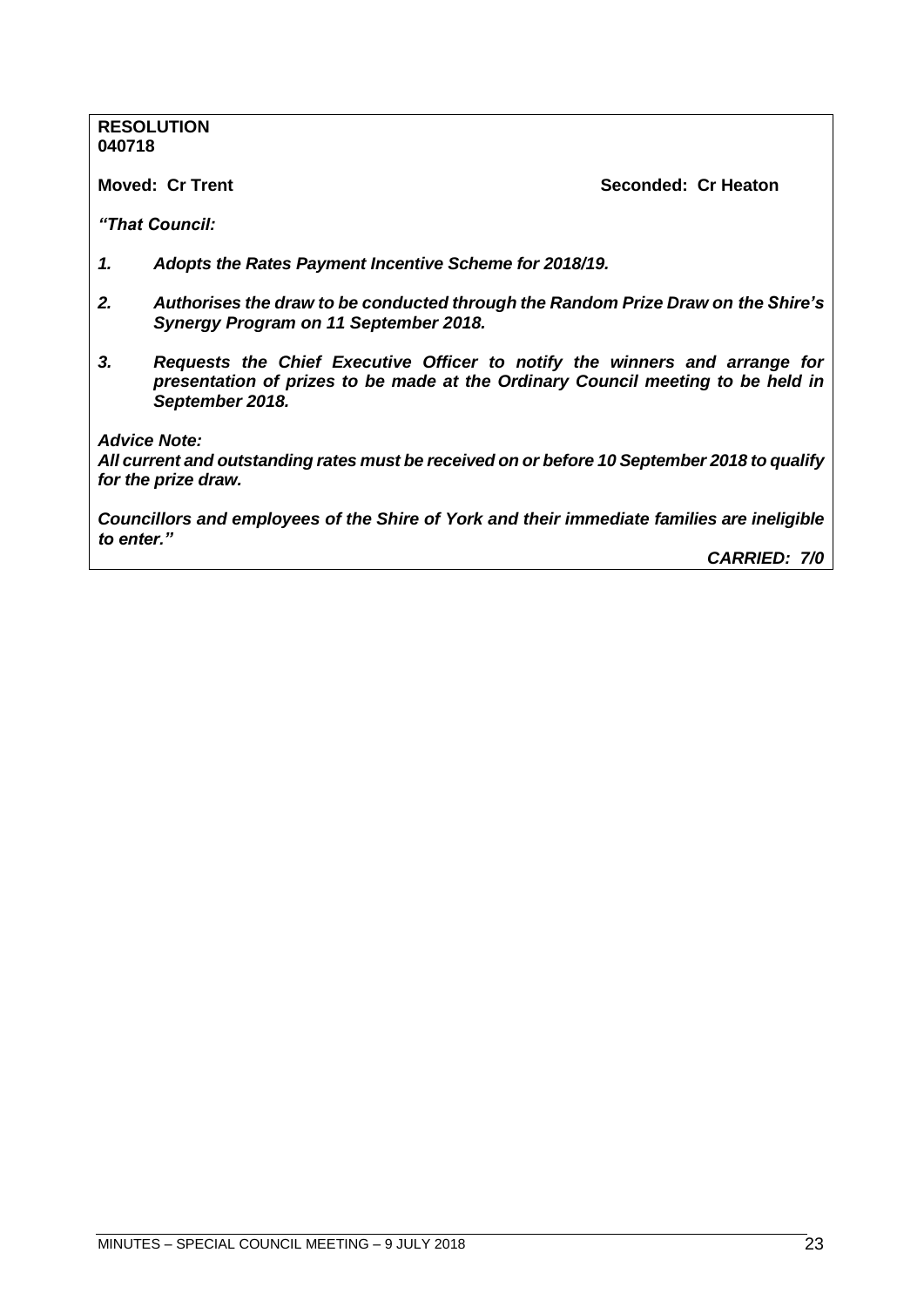**RESOLUTION**
**040718**

**Moved: Cr Trent** **Seconded: Cr Heaton**

***"That Council:***

1. ***Adopts the Rates Payment Incentive Scheme for 2018/19.***

2. ***Authorises the draw to be conducted through the Random Prize Draw on the Shire's Synergy Program on 11 September 2018.***

3. ***Requests the Chief Executive Officer to notify the winners and arrange for presentation of prizes to be made at the Ordinary Council meeting to be held in September 2018.***

***Advice Note:***
***All current and outstanding rates must be received on or before 10 September 2018 to qualify for the prize draw.***

***Councillors and employees of the Shire of York and their immediate families are ineligible to enter."***

***CARRIED: 7/0***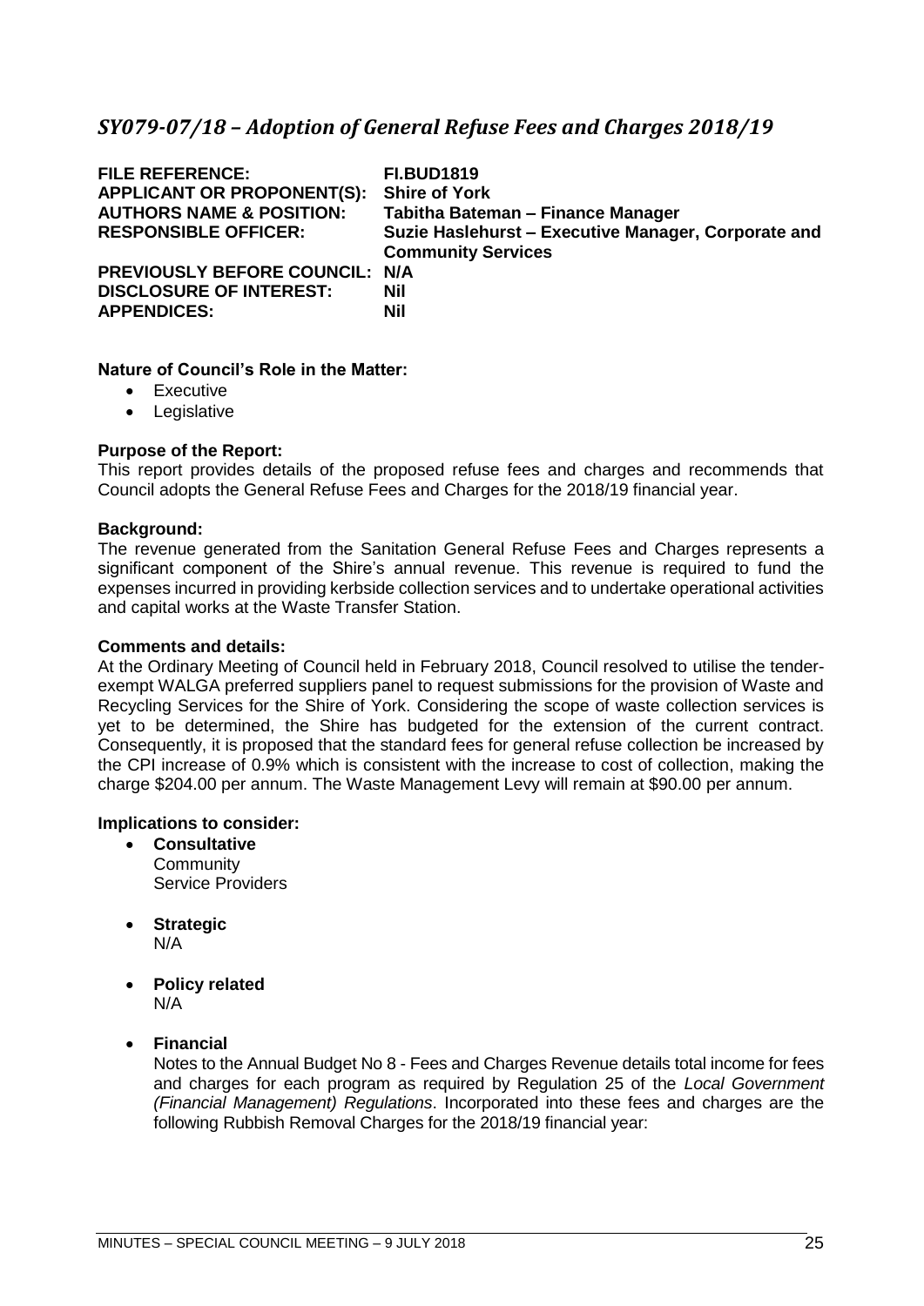## *SY079-07/18 – Adoption of General Refuse Fees and Charges 2018/19*

| | |
|---|---|
| **FILE REFERENCE:** | **FI.BUD1819** |
| **APPLICANT OR PROPONENT(S):** | **Shire of York** |
| **AUTHORS NAME & POSITION:** | **Tabitha Bateman – Finance Manager** |
| **RESPONSIBLE OFFICER:** | **Suzie Haslehurst – Executive Manager, Corporate and Community Services** |
| **PREVIOUSLY BEFORE COUNCIL:** | **N/A** |
| **DISCLOSURE OF INTEREST:** | **Nil** |
| **APPENDICES:** | **Nil** |

**Nature of Council's Role in the Matter:**

- Executive
- Legislative

**Purpose of the Report:**

This report provides details of the proposed refuse fees and charges and recommends that Council adopts the General Refuse Fees and Charges for the 2018/19 financial year.

**Background:**

The revenue generated from the Sanitation General Refuse Fees and Charges represents a significant component of the Shire's annual revenue. This revenue is required to fund the expenses incurred in providing kerbside collection services and to undertake operational activities and capital works at the Waste Transfer Station.

**Comments and details:**

At the Ordinary Meeting of Council held in February 2018, Council resolved to utilise the tender-exempt WALGA preferred suppliers panel to request submissions for the provision of Waste and Recycling Services for the Shire of York. Considering the scope of waste collection services is yet to be determined, the Shire has budgeted for the extension of the current contract. Consequently, it is proposed that the standard fees for general refuse collection be increased by the CPI increase of 0.9% which is consistent with the increase to cost of collection, making the charge $204.00 per annum. The Waste Management Levy will remain at $90.00 per annum.

**Implications to consider:**

- **Consultative**
  Community
  Service Providers

- **Strategic**
  N/A

- **Policy related**
  N/A

- **Financial**
  Notes to the Annual Budget No 8 - Fees and Charges Revenue details total income for fees and charges for each program as required by Regulation 25 of the *Local Government (Financial Management) Regulations*. Incorporated into these fees and charges are the following Rubbish Removal Charges for the 2018/19 financial year: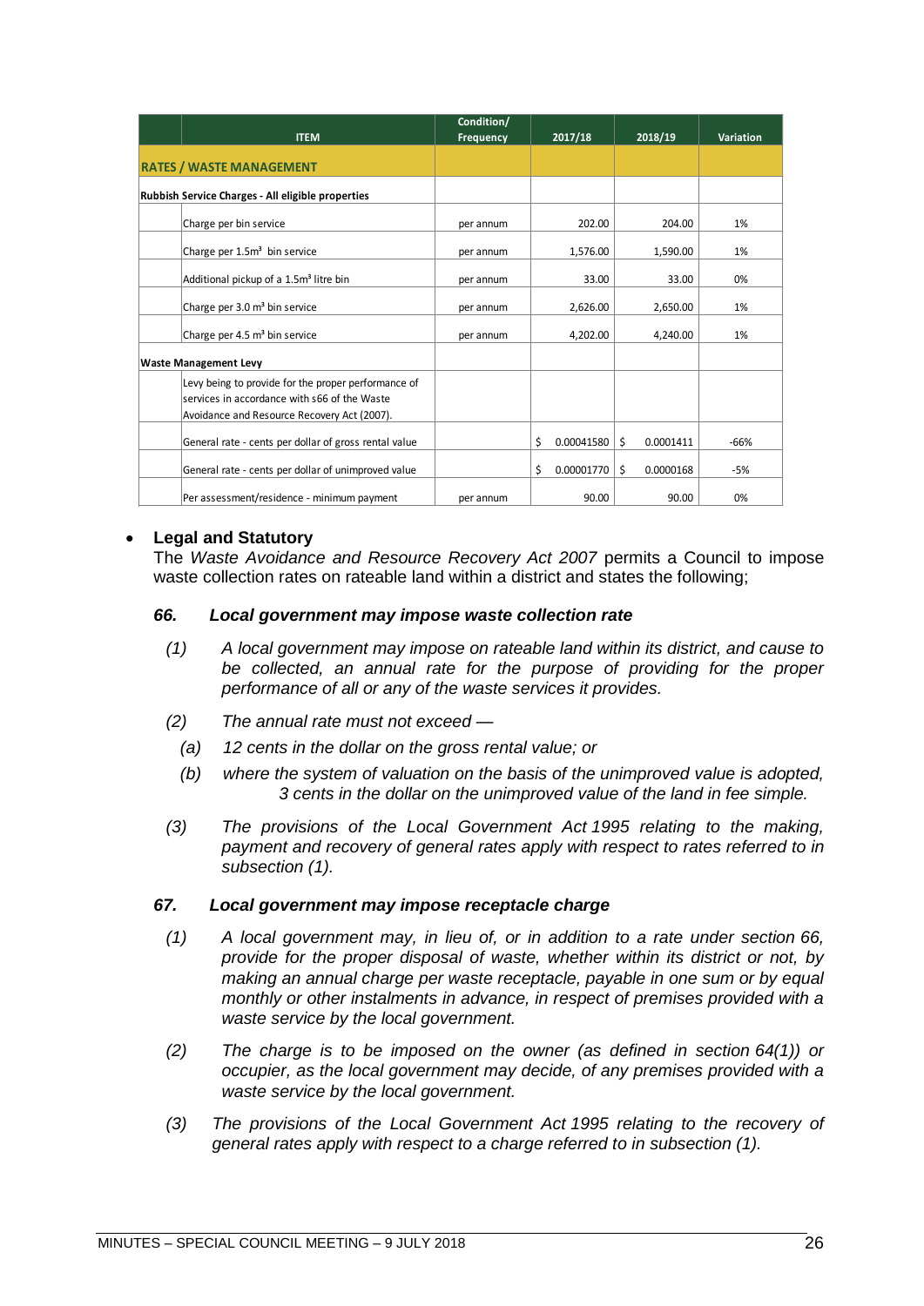| | ITEM | Condition/ Frequency | 2017/18 | 2018/19 | Variation |
|---|---|---|---|---|---|
| **RATES / WASTE MANAGEMENT** | | | | | |
| **Rubbish Service Charges - All eligible properties** | | | | | |
| | Charge per bin service | per annum | 202.00 | 204.00 | 1% |
| | Charge per 1.5m³ bin service | per annum | 1,576.00 | 1,590.00 | 1% |
| | Additional pickup of a 1.5m³ litre bin | per annum | 33.00 | 33.00 | 0% |
| | Charge per 3.0 m³ bin service | per annum | 2,626.00 | 2,650.00 | 1% |
| | Charge per 4.5 m³ bin service | per annum | 4,202.00 | 4,240.00 | 1% |
| **Waste Management Levy** | | | | | |
| | Levy being to provide for the proper performance of services in accordance with s66 of the Waste Avoidance and Resource Recovery Act (2007). | | | | |
| | General rate - cents per dollar of gross rental value | | $ 0.00041580 | $ 0.0001411 | -66% |
| | General rate - cents per dollar of unimproved value | | $ 0.00001770 | $ 0.0000168 | -5% |
| | Per assessment/residence - minimum payment | per annum | 90.00 | 90.00 | 0% |

- **Legal and Statutory**
  The *Waste Avoidance and Resource Recovery Act 2007* permits a Council to impose waste collection rates on rateable land within a district and states the following;

***66. Local government may impose waste collection rate***

*(1) A local government may impose on rateable land within its district, and cause to be collected, an annual rate for the purpose of providing for the proper performance of all or any of the waste services it provides.*

*(2) The annual rate must not exceed —*

*(a) 12 cents in the dollar on the gross rental value; or*

*(b) where the system of valuation on the basis of the unimproved value is adopted, 3 cents in the dollar on the unimproved value of the land in fee simple.*

*(3) The provisions of the Local Government Act 1995 relating to the making, payment and recovery of general rates apply with respect to rates referred to in subsection (1).*

***67. Local government may impose receptacle charge***

*(1) A local government may, in lieu of, or in addition to a rate under section 66, provide for the proper disposal of waste, whether within its district or not, by making an annual charge per waste receptacle, payable in one sum or by equal monthly or other instalments in advance, in respect of premises provided with a waste service by the local government.*

*(2) The charge is to be imposed on the owner (as defined in section 64(1)) or occupier, as the local government may decide, of any premises provided with a waste service by the local government.*

*(3) The provisions of the Local Government Act 1995 relating to the recovery of general rates apply with respect to a charge referred to in subsection (1).*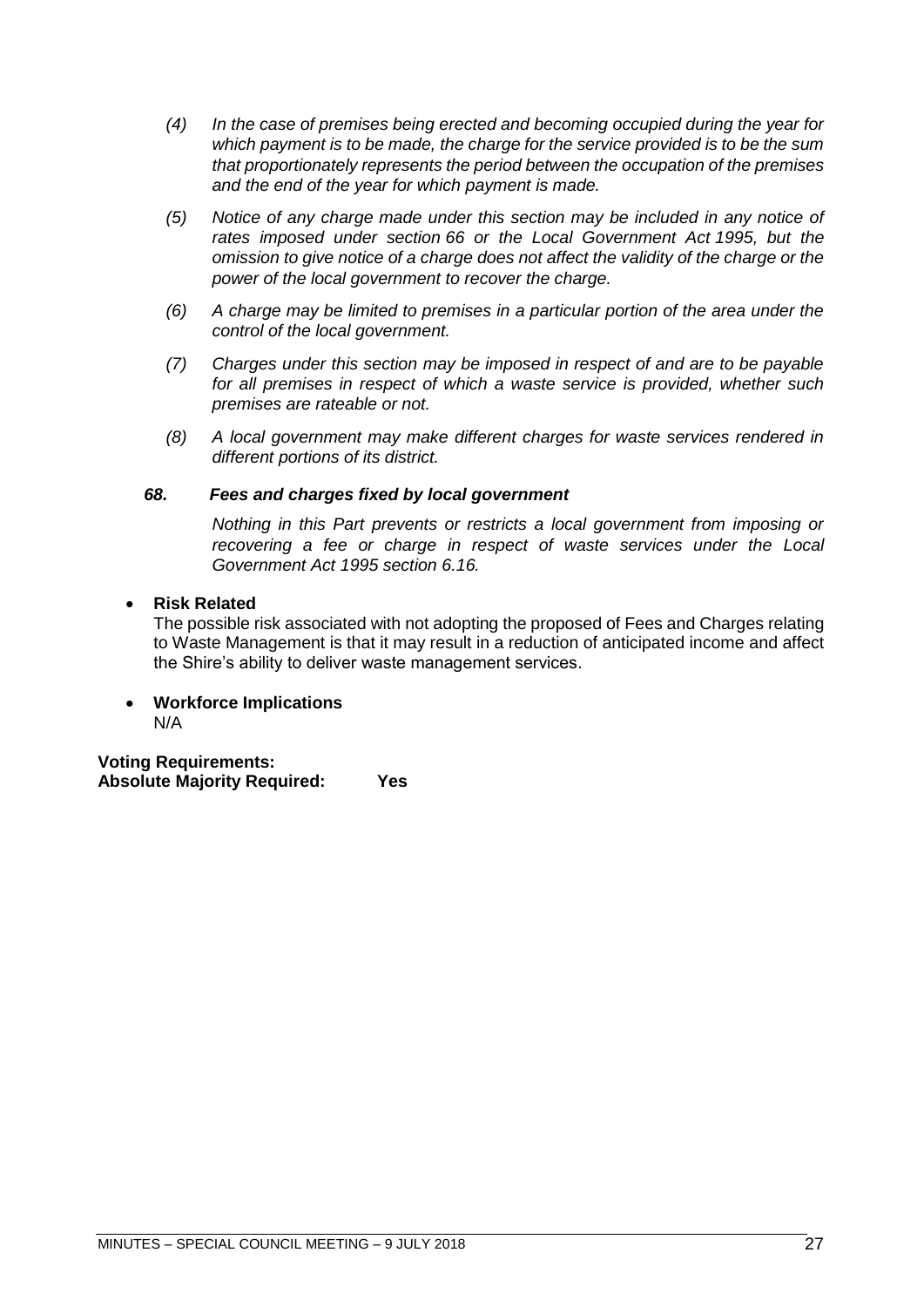*(4) In the case of premises being erected and becoming occupied during the year for which payment is to be made, the charge for the service provided is to be the sum that proportionately represents the period between the occupation of the premises and the end of the year for which payment is made.*

*(5) Notice of any charge made under this section may be included in any notice of rates imposed under section 66 or the Local Government Act 1995, but the omission to give notice of a charge does not affect the validity of the charge or the power of the local government to recover the charge.*

*(6) A charge may be limited to premises in a particular portion of the area under the control of the local government.*

*(7) Charges under this section may be imposed in respect of and are to be payable for all premises in respect of which a waste service is provided, whether such premises are rateable or not.*

*(8) A local government may make different charges for waste services rendered in different portions of its district.*

***68. Fees and charges fixed by local government***

*Nothing in this Part prevents or restricts a local government from imposing or recovering a fee or charge in respect of waste services under the Local Government Act 1995 section 6.16.*

- **Risk Related**
  The possible risk associated with not adopting the proposed of Fees and Charges relating to Waste Management is that it may result in a reduction of anticipated income and affect the Shire's ability to deliver waste management services.

- **Workforce Implications**
  N/A

**Voting Requirements:**
**Absolute Majority Required: Yes**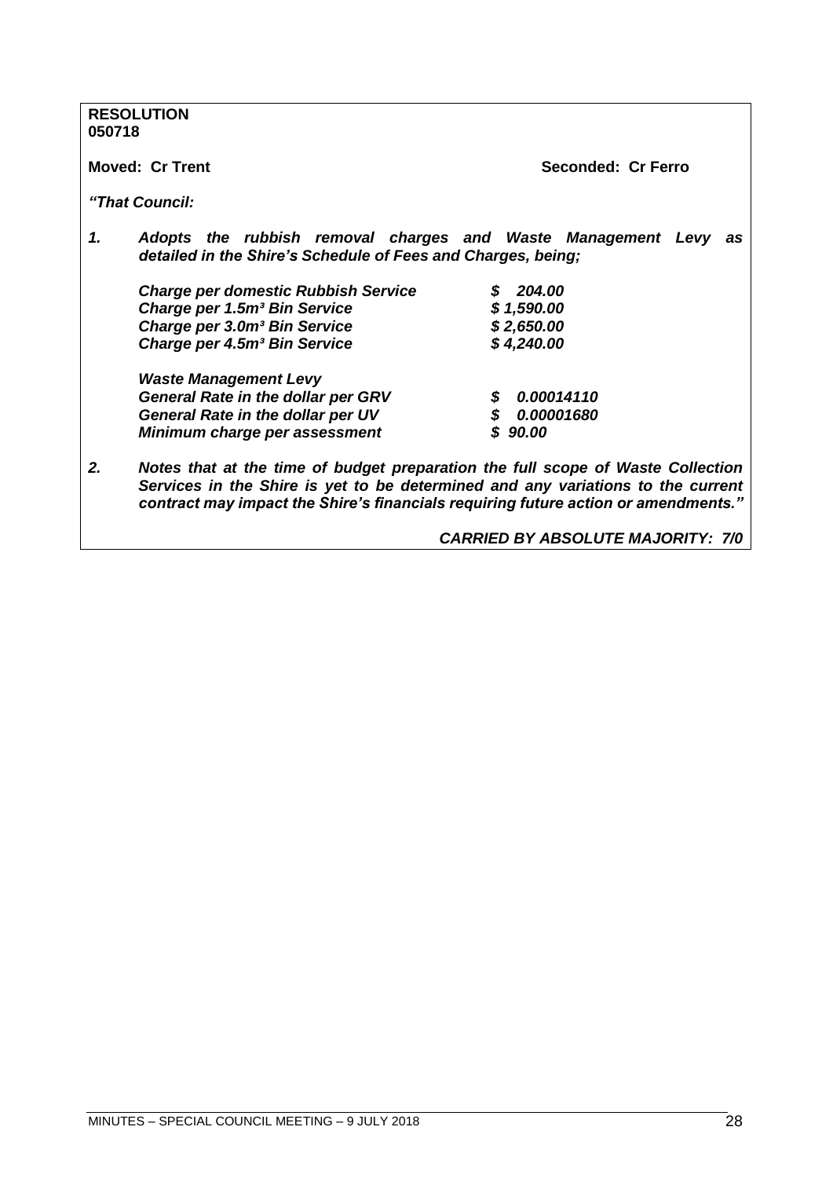**RESOLUTION**
**050718**

**Moved: Cr Trent** **Seconded: Cr Ferro**

***"That Council:***

***1. Adopts the rubbish removal charges and Waste Management Levy as detailed in the Shire's Schedule of Fees and Charges, being;***

| | |
|---|---|
| ***Charge per domestic Rubbish Service*** | ***$ 204.00*** |
| ***Charge per 1.5m³ Bin Service*** | ***$ 1,590.00*** |
| ***Charge per 3.0m³ Bin Service*** | ***$ 2,650.00*** |
| ***Charge per 4.5m³ Bin Service*** | ***$ 4,240.00*** |

| | |
|---|---|
| ***Waste Management Levy*** | |
| ***General Rate in the dollar per GRV*** | ***$ 0.00014110*** |
| ***General Rate in the dollar per UV*** | ***$ 0.00001680*** |
| ***Minimum charge per assessment*** | ***$ 90.00*** |

***2. Notes that at the time of budget preparation the full scope of Waste Collection Services in the Shire is yet to be determined and any variations to the current contract may impact the Shire's financials requiring future action or amendments."***

***CARRIED BY ABSOLUTE MAJORITY: 7/0***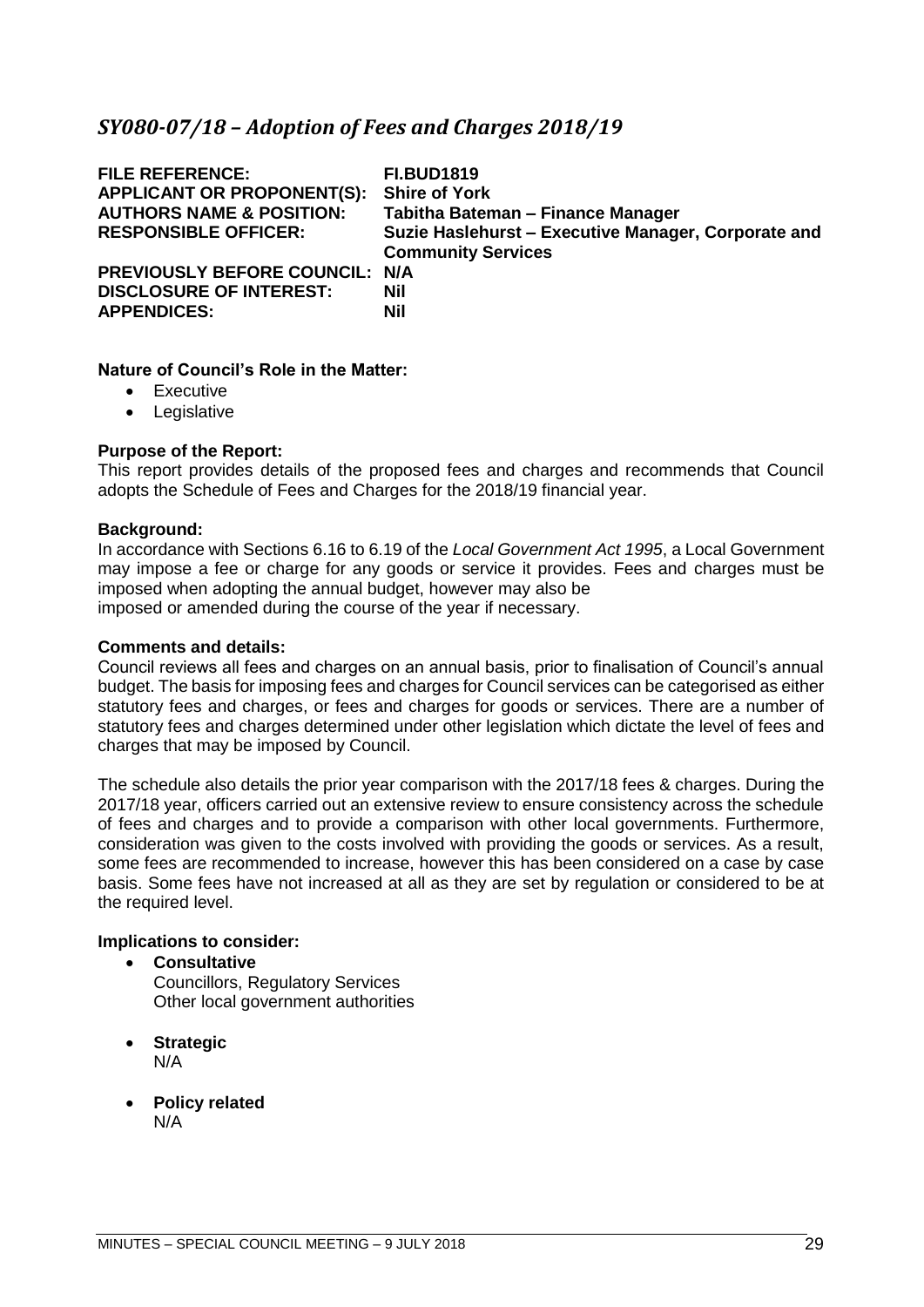## *SY080-07/18 – Adoption of Fees and Charges 2018/19*

| | |
|---|---|
| **FILE REFERENCE:** | **FI.BUD1819** |
| **APPLICANT OR PROPONENT(S):** | **Shire of York** |
| **AUTHORS NAME & POSITION:** | **Tabitha Bateman – Finance Manager** |
| **RESPONSIBLE OFFICER:** | **Suzie Haslehurst – Executive Manager, Corporate and Community Services** |
| **PREVIOUSLY BEFORE COUNCIL:** | **N/A** |
| **DISCLOSURE OF INTEREST:** | **Nil** |
| **APPENDICES:** | **Nil** |

**Nature of Council's Role in the Matter:**

- Executive
- Legislative

**Purpose of the Report:**

This report provides details of the proposed fees and charges and recommends that Council adopts the Schedule of Fees and Charges for the 2018/19 financial year.

**Background:**

In accordance with Sections 6.16 to 6.19 of the *Local Government Act 1995*, a Local Government may impose a fee or charge for any goods or service it provides. Fees and charges must be imposed when adopting the annual budget, however may also be imposed or amended during the course of the year if necessary.

**Comments and details:**

Council reviews all fees and charges on an annual basis, prior to finalisation of Council's annual budget. The basis for imposing fees and charges for Council services can be categorised as either statutory fees and charges, or fees and charges for goods or services. There are a number of statutory fees and charges determined under other legislation which dictate the level of fees and charges that may be imposed by Council.

The schedule also details the prior year comparison with the 2017/18 fees & charges. During the 2017/18 year, officers carried out an extensive review to ensure consistency across the schedule of fees and charges and to provide a comparison with other local governments. Furthermore, consideration was given to the costs involved with providing the goods or services. As a result, some fees are recommended to increase, however this has been considered on a case by case basis. Some fees have not increased at all as they are set by regulation or considered to be at the required level.

**Implications to consider:**

- **Consultative**
  Councillors, Regulatory Services
  Other local government authorities

- **Strategic**
  N/A

- **Policy related**
  N/A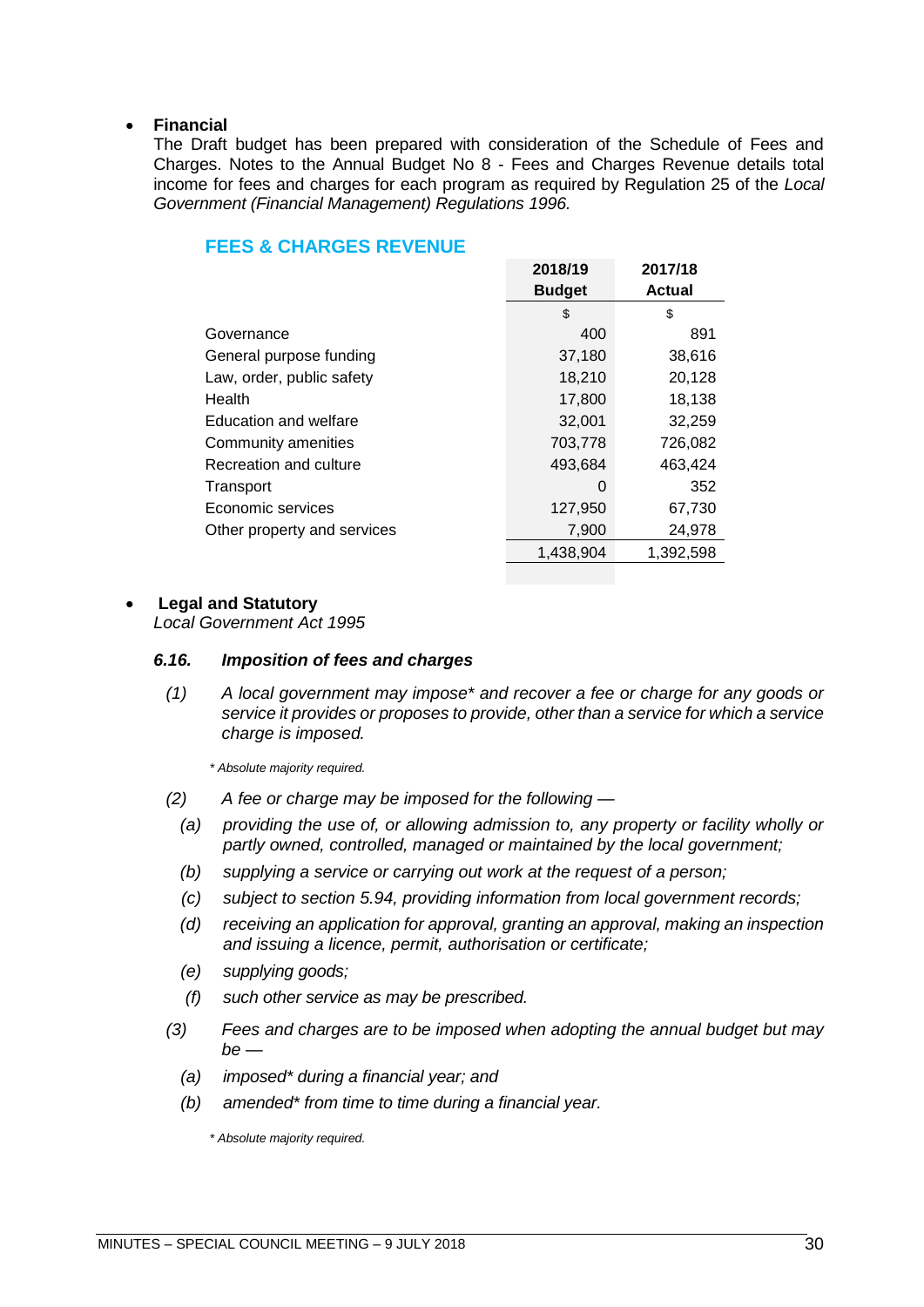- **Financial**

  The Draft budget has been prepared with consideration of the Schedule of Fees and Charges. Notes to the Annual Budget No 8 - Fees and Charges Revenue details total income for fees and charges for each program as required by Regulation 25 of the *Local Government (Financial Management) Regulations 1996.*

### FEES & CHARGES REVENUE

| | 2018/19 Budget | 2017/18 Actual |
|---|---|---|
| | $ | $ |
| Governance | 400 | 891 |
| General purpose funding | 37,180 | 38,616 |
| Law, order, public safety | 18,210 | 20,128 |
| Health | 17,800 | 18,138 |
| Education and welfare | 32,001 | 32,259 |
| Community amenities | 703,778 | 726,082 |
| Recreation and culture | 493,684 | 463,424 |
| Transport | 0 | 352 |
| Economic services | 127,950 | 67,730 |
| Other property and services | 7,900 | 24,978 |
| | 1,438,904 | 1,392,598 |

- **Legal and Statutory**

  *Local Government Act 1995*

***6.16. Imposition of fees and charges***

*(1) A local government may impose\* and recover a fee or charge for any goods or service it provides or proposes to provide, other than a service for which a service charge is imposed.*

*\* Absolute majority required.*

*(2) A fee or charge may be imposed for the following —*

*(a) providing the use of, or allowing admission to, any property or facility wholly or partly owned, controlled, managed or maintained by the local government;*

*(b) supplying a service or carrying out work at the request of a person;*

*(c) subject to section 5.94, providing information from local government records;*

*(d) receiving an application for approval, granting an approval, making an inspection and issuing a licence, permit, authorisation or certificate;*

*(e) supplying goods;*

*(f) such other service as may be prescribed.*

*(3) Fees and charges are to be imposed when adopting the annual budget but may be —*

*(a) imposed\* during a financial year; and*

*(b) amended\* from time to time during a financial year.*

*\* Absolute majority required.*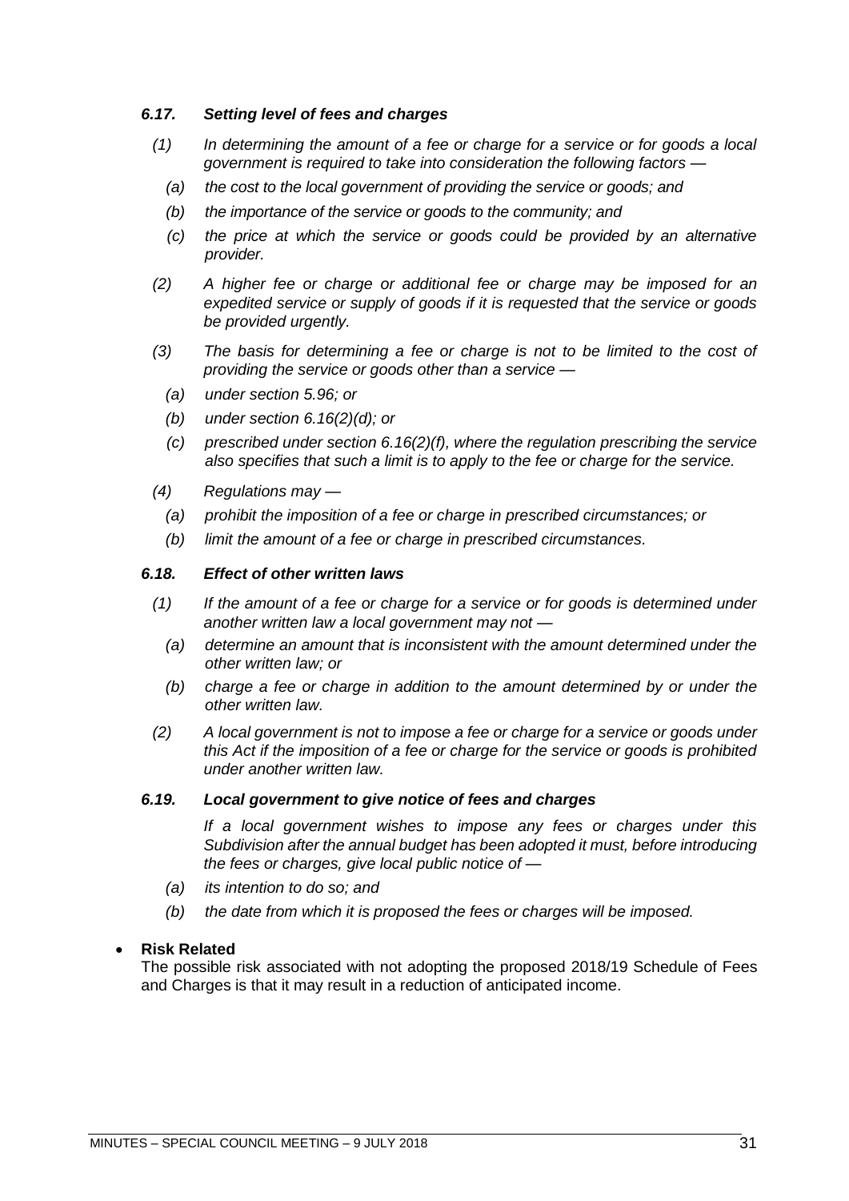***6.17. Setting level of fees and charges***

*(1) In determining the amount of a fee or charge for a service or for goods a local government is required to take into consideration the following factors —*

*(a) the cost to the local government of providing the service or goods; and*

*(b) the importance of the service or goods to the community; and*

*(c) the price at which the service or goods could be provided by an alternative provider.*

*(2) A higher fee or charge or additional fee or charge may be imposed for an expedited service or supply of goods if it is requested that the service or goods be provided urgently.*

*(3) The basis for determining a fee or charge is not to be limited to the cost of providing the service or goods other than a service —*

*(a) under section 5.96; or*

*(b) under section 6.16(2)(d); or*

*(c) prescribed under section 6.16(2)(f), where the regulation prescribing the service also specifies that such a limit is to apply to the fee or charge for the service.*

*(4) Regulations may —*

*(a) prohibit the imposition of a fee or charge in prescribed circumstances; or*

*(b) limit the amount of a fee or charge in prescribed circumstances.*

***6.18. Effect of other written laws***

*(1) If the amount of a fee or charge for a service or for goods is determined under another written law a local government may not —*

*(a) determine an amount that is inconsistent with the amount determined under the other written law; or*

*(b) charge a fee or charge in addition to the amount determined by or under the other written law.*

*(2) A local government is not to impose a fee or charge for a service or goods under this Act if the imposition of a fee or charge for the service or goods is prohibited under another written law.*

***6.19. Local government to give notice of fees and charges***

*If a local government wishes to impose any fees or charges under this Subdivision after the annual budget has been adopted it must, before introducing the fees or charges, give local public notice of —*

*(a) its intention to do so; and*

*(b) the date from which it is proposed the fees or charges will be imposed.*

- **Risk Related**

  The possible risk associated with not adopting the proposed 2018/19 Schedule of Fees and Charges is that it may result in a reduction of anticipated income.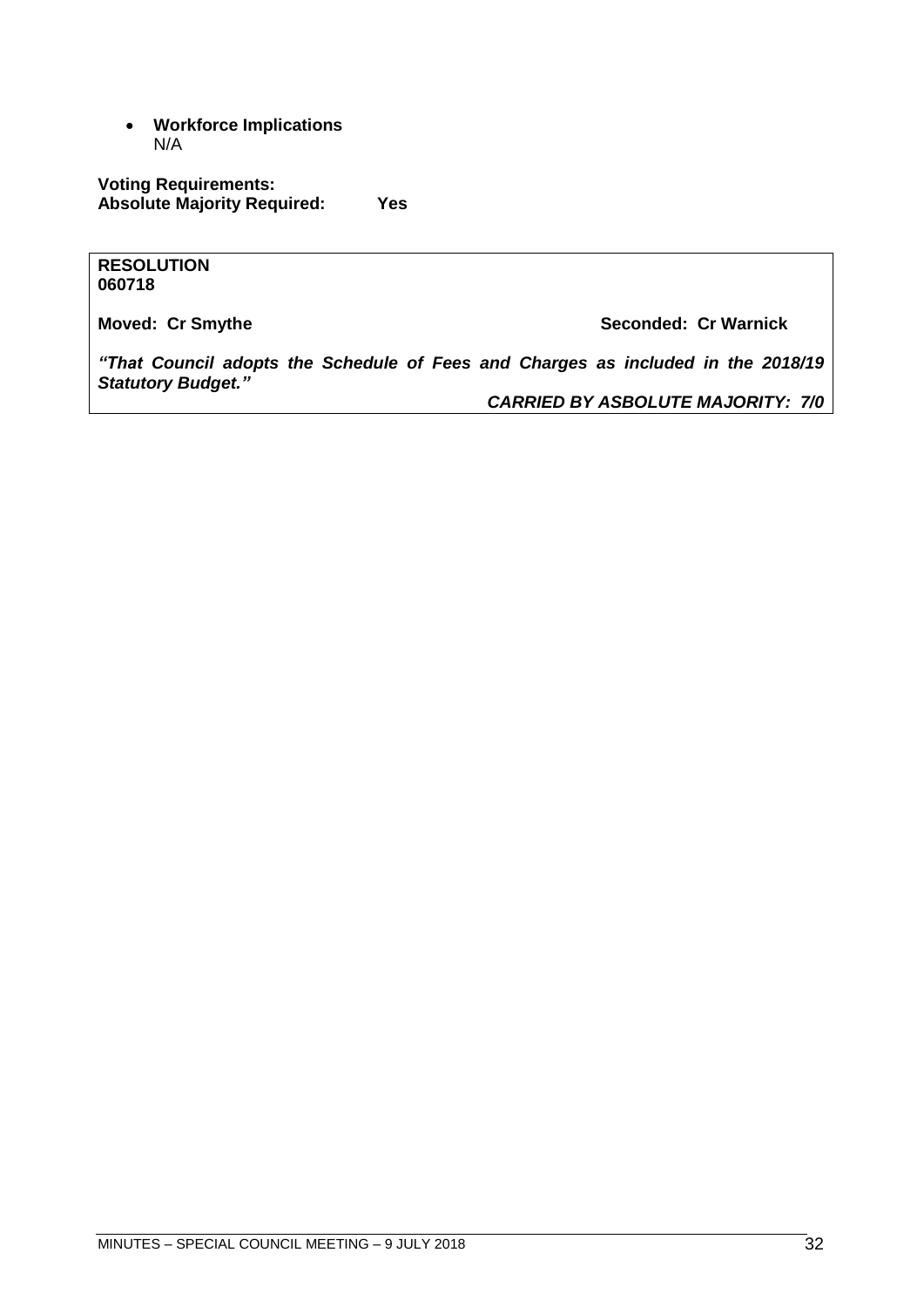- **Workforce Implications**
  N/A

**Voting Requirements:**
**Absolute Majority Required: Yes**

**RESOLUTION**
**060718**

**Moved: Cr Smythe** **Seconded: Cr Warnick**

***"That Council adopts the Schedule of Fees and Charges as included in the 2018/19 Statutory Budget."***

***CARRIED BY ASBOLUTE MAJORITY: 7/0***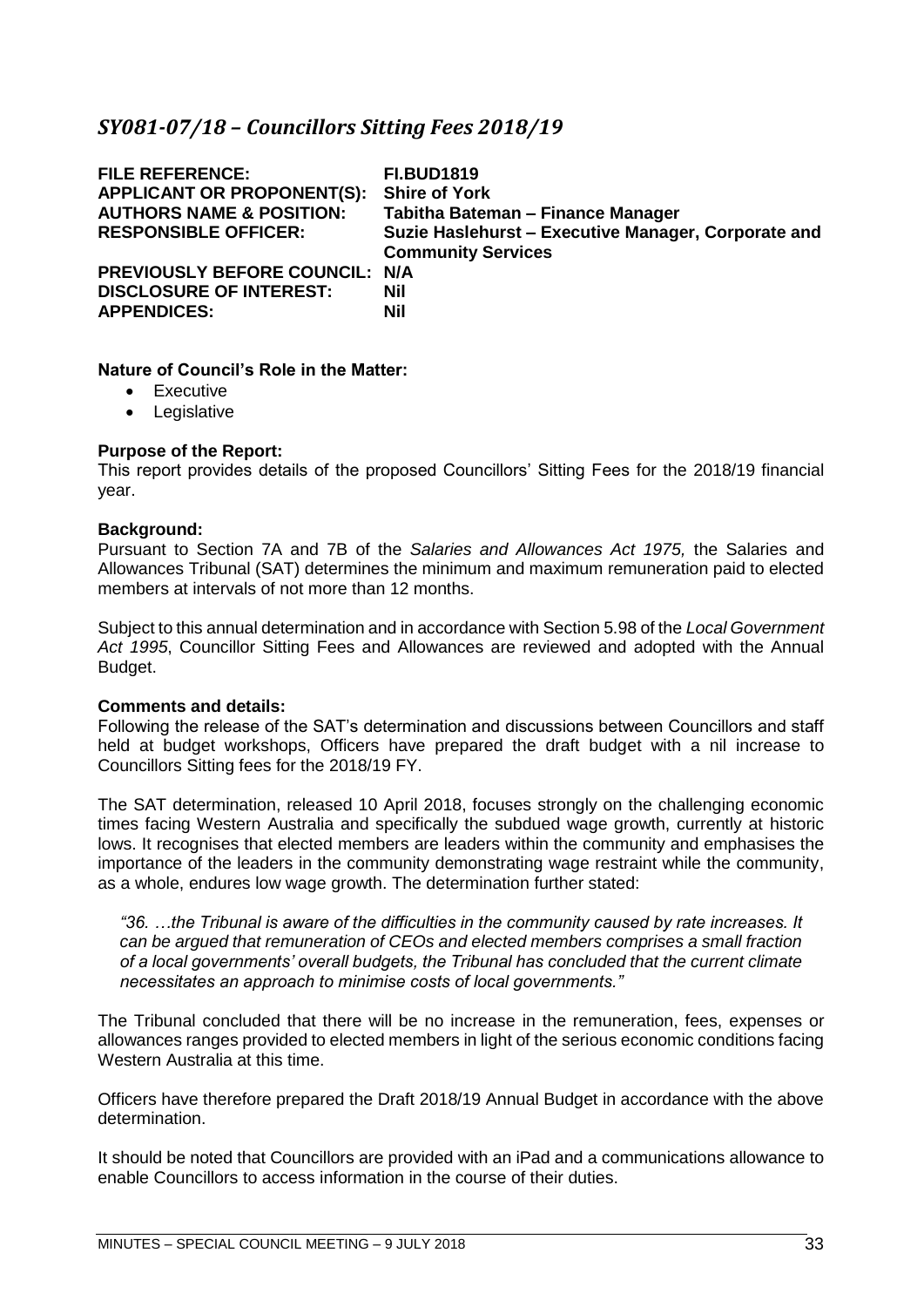## *SY081-07/18 – Councillors Sitting Fees 2018/19*

**FILE REFERENCE:** **FI.BUD1819**
**APPLICANT OR PROPONENT(S):** **Shire of York**
**AUTHORS NAME & POSITION:** **Tabitha Bateman – Finance Manager**
**RESPONSIBLE OFFICER:** **Suzie Haslehurst – Executive Manager, Corporate and Community Services**
**PREVIOUSLY BEFORE COUNCIL:** **N/A**
**DISCLOSURE OF INTEREST:** **Nil**
**APPENDICES:** **Nil**

**Nature of Council's Role in the Matter:**

- Executive
- Legislative

**Purpose of the Report:**

This report provides details of the proposed Councillors' Sitting Fees for the 2018/19 financial year.

**Background:**

Pursuant to Section 7A and 7B of the *Salaries and Allowances Act 1975,* the Salaries and Allowances Tribunal (SAT) determines the minimum and maximum remuneration paid to elected members at intervals of not more than 12 months.

Subject to this annual determination and in accordance with Section 5.98 of the *Local Government Act 1995*, Councillor Sitting Fees and Allowances are reviewed and adopted with the Annual Budget.

**Comments and details:**

Following the release of the SAT's determination and discussions between Councillors and staff held at budget workshops, Officers have prepared the draft budget with a nil increase to Councillors Sitting fees for the 2018/19 FY.

The SAT determination, released 10 April 2018, focuses strongly on the challenging economic times facing Western Australia and specifically the subdued wage growth, currently at historic lows. It recognises that elected members are leaders within the community and emphasises the importance of the leaders in the community demonstrating wage restraint while the community, as a whole, endures low wage growth. The determination further stated:

> *"36. …the Tribunal is aware of the difficulties in the community caused by rate increases. It can be argued that remuneration of CEOs and elected members comprises a small fraction of a local governments' overall budgets, the Tribunal has concluded that the current climate necessitates an approach to minimise costs of local governments."*

The Tribunal concluded that there will be no increase in the remuneration, fees, expenses or allowances ranges provided to elected members in light of the serious economic conditions facing Western Australia at this time.

Officers have therefore prepared the Draft 2018/19 Annual Budget in accordance with the above determination.

It should be noted that Councillors are provided with an iPad and a communications allowance to enable Councillors to access information in the course of their duties.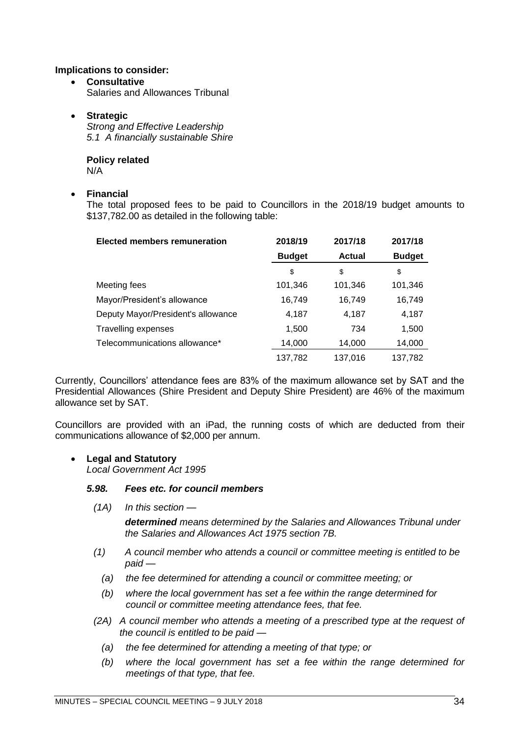**Implications to consider:**

- **Consultative**
  Salaries and Allowances Tribunal

- **Strategic**
  *Strong and Effective Leadership*
  *5.1 A financially sustainable Shire*

  **Policy related**
  N/A

- **Financial**
  The total proposed fees to be paid to Councillors in the 2018/19 budget amounts to $137,782.00 as detailed in the following table:

| Elected members remuneration | 2018/19 Budget | 2017/18 Actual | 2017/18 Budget |
|---|---|---|---|
| | $ | $ | $ |
| Meeting fees | 101,346 | 101,346 | 101,346 |
| Mayor/President's allowance | 16,749 | 16,749 | 16,749 |
| Deputy Mayor/President's allowance | 4,187 | 4,187 | 4,187 |
| Travelling expenses | 1,500 | 734 | 1,500 |
| Telecommunications allowance* | 14,000 | 14,000 | 14,000 |
| | 137,782 | 137,016 | 137,782 |

Currently, Councillors' attendance fees are 83% of the maximum allowance set by SAT and the Presidential Allowances (Shire President and Deputy Shire President) are 46% of the maximum allowance set by SAT.

Councillors are provided with an iPad, the running costs of which are deducted from their communications allowance of $2,000 per annum.

- **Legal and Statutory**
  *Local Government Act 1995*

  ***5.98. Fees etc. for council members***

  *(1A) In this section —*

  ***determined*** *means determined by the Salaries and Allowances Tribunal under the Salaries and Allowances Act 1975 section 7B.*

  *(1) A council member who attends a council or committee meeting is entitled to be paid —*

  *(a) the fee determined for attending a council or committee meeting; or*

  *(b) where the local government has set a fee within the range determined for council or committee meeting attendance fees, that fee.*

  *(2A) A council member who attends a meeting of a prescribed type at the request of the council is entitled to be paid —*

  *(a) the fee determined for attending a meeting of that type; or*

  *(b) where the local government has set a fee within the range determined for meetings of that type, that fee.*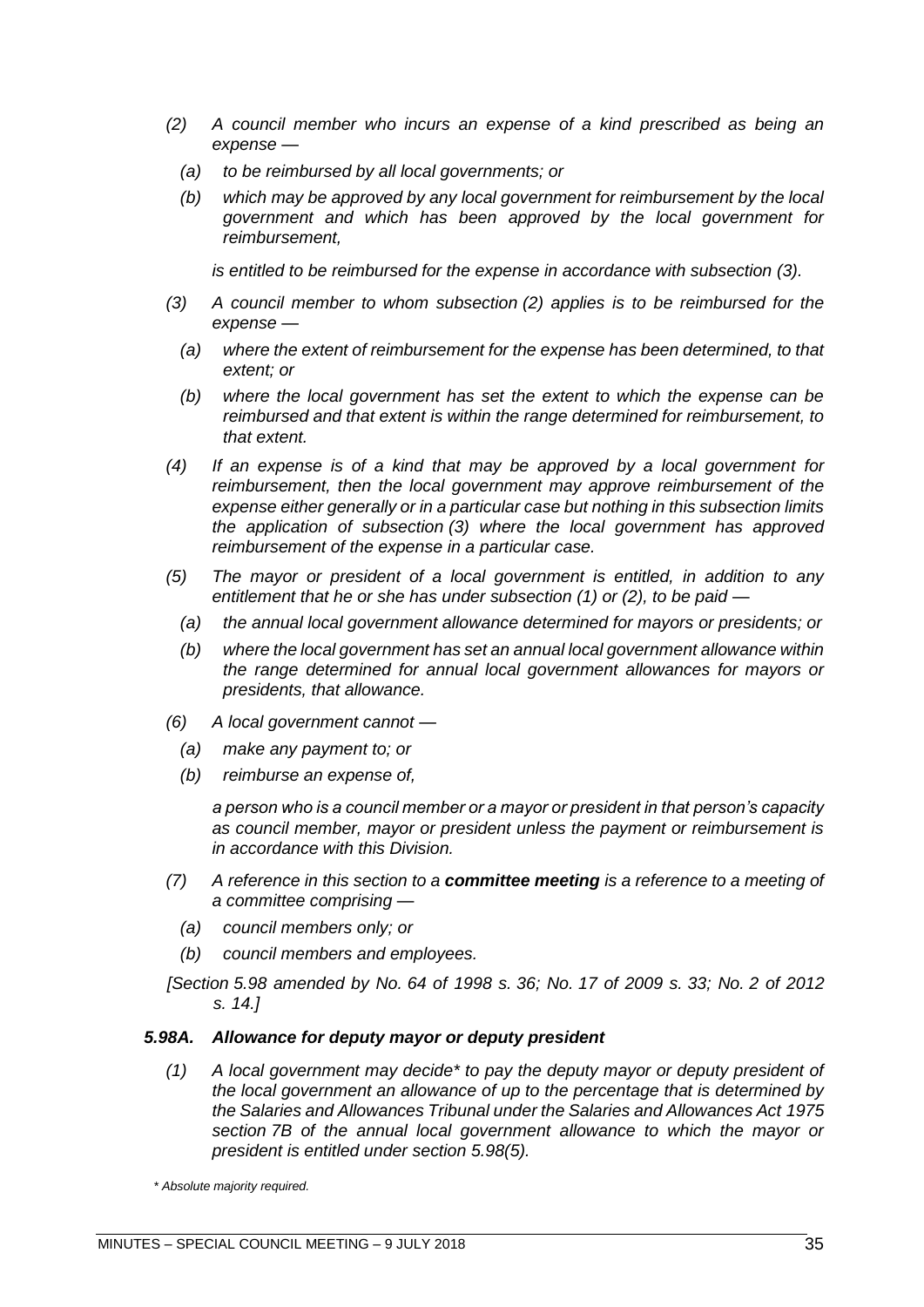*(2) A council member who incurs an expense of a kind prescribed as being an expense —*

*(a) to be reimbursed by all local governments; or*

*(b) which may be approved by any local government for reimbursement by the local government and which has been approved by the local government for reimbursement,*

*is entitled to be reimbursed for the expense in accordance with subsection (3).*

*(3) A council member to whom subsection (2) applies is to be reimbursed for the expense —*

*(a) where the extent of reimbursement for the expense has been determined, to that extent; or*

*(b) where the local government has set the extent to which the expense can be reimbursed and that extent is within the range determined for reimbursement, to that extent.*

*(4) If an expense is of a kind that may be approved by a local government for reimbursement, then the local government may approve reimbursement of the expense either generally or in a particular case but nothing in this subsection limits the application of subsection (3) where the local government has approved reimbursement of the expense in a particular case.*

*(5) The mayor or president of a local government is entitled, in addition to any entitlement that he or she has under subsection (1) or (2), to be paid —*

*(a) the annual local government allowance determined for mayors or presidents; or*

*(b) where the local government has set an annual local government allowance within the range determined for annual local government allowances for mayors or presidents, that allowance.*

*(6) A local government cannot —*

*(a) make any payment to; or*

*(b) reimburse an expense of,*

*a person who is a council member or a mayor or president in that person's capacity as council member, mayor or president unless the payment or reimbursement is in accordance with this Division.*

*(7) A reference in this section to a **committee meeting** is a reference to a meeting of a committee comprising —*

*(a) council members only; or*

*(b) council members and employees.*

*[Section 5.98 amended by No. 64 of 1998 s. 36; No. 17 of 2009 s. 33; No. 2 of 2012 s. 14.]*

### *5.98A. Allowance for deputy mayor or deputy president*

*(1) A local government may decide* to pay the deputy mayor or deputy president of the local government an allowance of up to the percentage that is determined by the Salaries and Allowances Tribunal under the Salaries and Allowances Act 1975 section 7B of the annual local government allowance to which the mayor or president is entitled under section 5.98(5).*

*\* Absolute majority required.*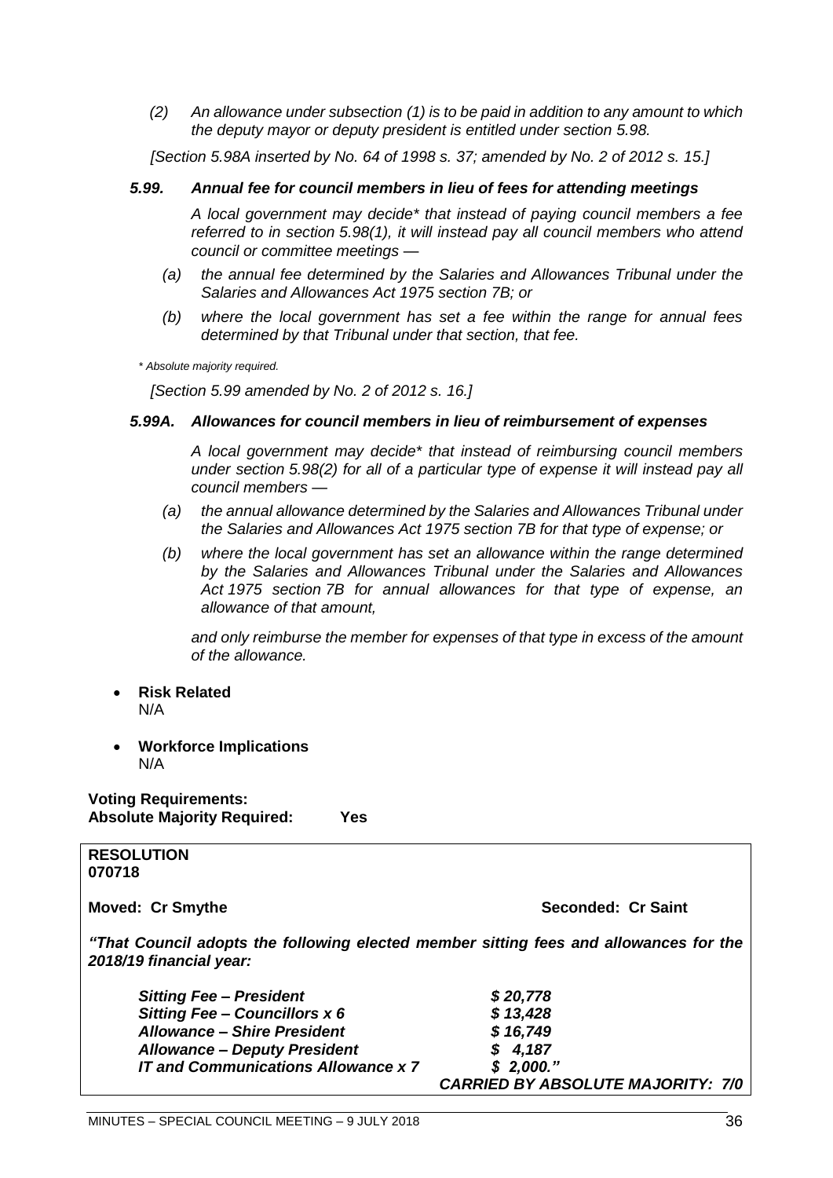*(2) An allowance under subsection (1) is to be paid in addition to any amount to which the deputy mayor or deputy president is entitled under section 5.98.*

*[Section 5.98A inserted by No. 64 of 1998 s. 37; amended by No. 2 of 2012 s. 15.]*

***5.99. Annual fee for council members in lieu of fees for attending meetings***

*A local government may decide\* that instead of paying council members a fee referred to in section 5.98(1), it will instead pay all council members who attend council or committee meetings —*

*(a) the annual fee determined by the Salaries and Allowances Tribunal under the Salaries and Allowances Act 1975 section 7B; or*

*(b) where the local government has set a fee within the range for annual fees determined by that Tribunal under that section, that fee.*

*\* Absolute majority required.*

*[Section 5.99 amended by No. 2 of 2012 s. 16.]*

***5.99A. Allowances for council members in lieu of reimbursement of expenses***

*A local government may decide\* that instead of reimbursing council members under section 5.98(2) for all of a particular type of expense it will instead pay all council members —*

*(a) the annual allowance determined by the Salaries and Allowances Tribunal under the Salaries and Allowances Act 1975 section 7B for that type of expense; or*

*(b) where the local government has set an allowance within the range determined by the Salaries and Allowances Tribunal under the Salaries and Allowances Act 1975 section 7B for annual allowances for that type of expense, an allowance of that amount,*

*and only reimburse the member for expenses of that type in excess of the amount of the allowance.*

- **Risk Related**
  N/A

- **Workforce Implications**
  N/A

**Voting Requirements:**
**Absolute Majority Required: Yes**

**RESOLUTION**
**070718**

**Moved: Cr Smythe** **Seconded: Cr Saint**

***"That Council adopts the following elected member sitting fees and allowances for the 2018/19 financial year:***

| | |
|---|---|
| ***Sitting Fee – President*** | ***$ 20,778*** |
| ***Sitting Fee – Councillors x 6*** | ***$ 13,428*** |
| ***Allowance – Shire President*** | ***$ 16,749*** |
| ***Allowance – Deputy President*** | ***$ 4,187*** |
| ***IT and Communications Allowance x 7*** | ***$ 2,000."*** |

***CARRIED BY ABSOLUTE MAJORITY: 7/0***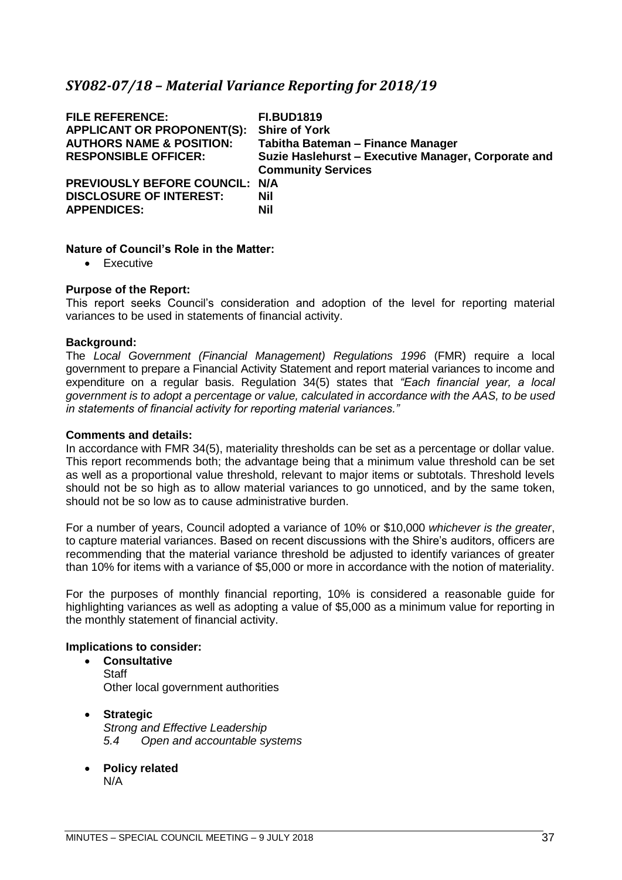## *SY082-07/18 – Material Variance Reporting for 2018/19*

| | |
|---|---|
| **FILE REFERENCE:** | **FI.BUD1819** |
| **APPLICANT OR PROPONENT(S):** | **Shire of York** |
| **AUTHORS NAME & POSITION:** | **Tabitha Bateman – Finance Manager** |
| **RESPONSIBLE OFFICER:** | **Suzie Haslehurst – Executive Manager, Corporate and Community Services** |
| **PREVIOUSLY BEFORE COUNCIL:** | **N/A** |
| **DISCLOSURE OF INTEREST:** | **Nil** |
| **APPENDICES:** | **Nil** |

**Nature of Council's Role in the Matter:**

- Executive

**Purpose of the Report:**

This report seeks Council's consideration and adoption of the level for reporting material variances to be used in statements of financial activity.

**Background:**

The *Local Government (Financial Management) Regulations 1996* (FMR) require a local government to prepare a Financial Activity Statement and report material variances to income and expenditure on a regular basis. Regulation 34(5) states that *"Each financial year, a local government is to adopt a percentage or value, calculated in accordance with the AAS, to be used in statements of financial activity for reporting material variances."*

**Comments and details:**

In accordance with FMR 34(5), materiality thresholds can be set as a percentage or dollar value. This report recommends both; the advantage being that a minimum value threshold can be set as well as a proportional value threshold, relevant to major items or subtotals. Threshold levels should not be so high as to allow material variances to go unnoticed, and by the same token, should not be so low as to cause administrative burden.

For a number of years, Council adopted a variance of 10% or $10,000 *whichever is the greater*, to capture material variances. Based on recent discussions with the Shire's auditors, officers are recommending that the material variance threshold be adjusted to identify variances of greater than 10% for items with a variance of $5,000 or more in accordance with the notion of materiality.

For the purposes of monthly financial reporting, 10% is considered a reasonable guide for highlighting variances as well as adopting a value of $5,000 as a minimum value for reporting in the monthly statement of financial activity.

**Implications to consider:**

- **Consultative**
  Staff
  Other local government authorities

- **Strategic**
  *Strong and Effective Leadership*
  *5.4 Open and accountable systems*

- **Policy related**
  N/A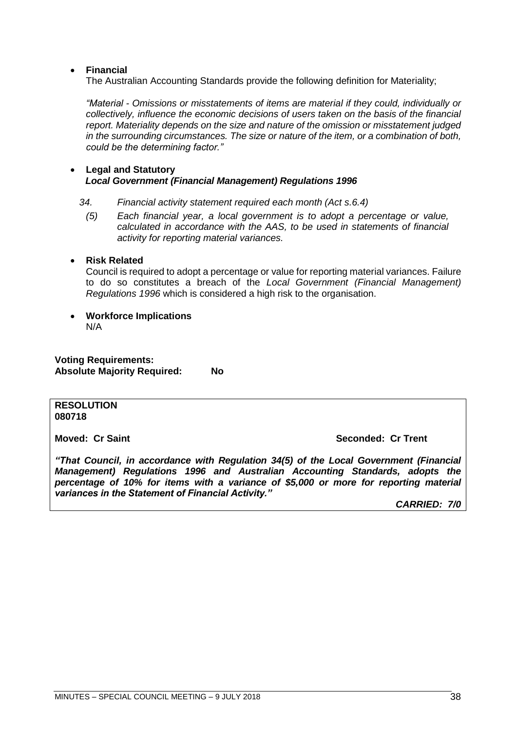- **Financial**
  The Australian Accounting Standards provide the following definition for Materiality;

  *"Material - Omissions or misstatements of items are material if they could, individually or collectively, influence the economic decisions of users taken on the basis of the financial report. Materiality depends on the size and nature of the omission or misstatement judged in the surrounding circumstances. The size or nature of the item, or a combination of both, could be the determining factor."*

- **Legal and Statutory**
  ***Local Government (Financial Management) Regulations 1996***

  *34. Financial activity statement required each month (Act s.6.4)*

  *(5) Each financial year, a local government is to adopt a percentage or value, calculated in accordance with the AAS, to be used in statements of financial activity for reporting material variances.*

- **Risk Related**
  Council is required to adopt a percentage or value for reporting material variances. Failure to do so constitutes a breach of the *Local Government (Financial Management) Regulations 1996* which is considered a high risk to the organisation.

- **Workforce Implications**
  N/A

**Voting Requirements:**
**Absolute Majority Required: No**

**RESOLUTION**
**080718**

**Moved: Cr Saint** **Seconded: Cr Trent**

***"That Council, in accordance with Regulation 34(5) of the Local Government (Financial Management) Regulations 1996 and Australian Accounting Standards, adopts the percentage of 10% for items with a variance of $5,000 or more for reporting material variances in the Statement of Financial Activity."***

***CARRIED: 7/0***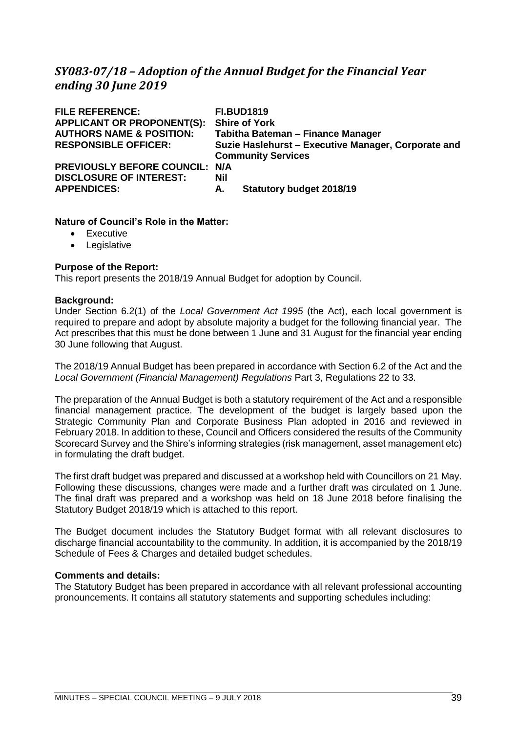## *SY083-07/18 – Adoption of the Annual Budget for the Financial Year ending 30 June 2019*

| | |
|---|---|
| **FILE REFERENCE:** | **FI.BUD1819** |
| **APPLICANT OR PROPONENT(S):** | **Shire of York** |
| **AUTHORS NAME & POSITION:** | **Tabitha Bateman – Finance Manager** |
| **RESPONSIBLE OFFICER:** | **Suzie Haslehurst – Executive Manager, Corporate and Community Services** |
| **PREVIOUSLY BEFORE COUNCIL:** | **N/A** |
| **DISCLOSURE OF INTEREST:** | **Nil** |
| **APPENDICES:** | **A. Statutory budget 2018/19** |

**Nature of Council's Role in the Matter:**

- Executive
- Legislative

**Purpose of the Report:**

This report presents the 2018/19 Annual Budget for adoption by Council.

**Background:**

Under Section 6.2(1) of the *Local Government Act 1995* (the Act), each local government is required to prepare and adopt by absolute majority a budget for the following financial year. The Act prescribes that this must be done between 1 June and 31 August for the financial year ending 30 June following that August.

The 2018/19 Annual Budget has been prepared in accordance with Section 6.2 of the Act and the *Local Government (Financial Management) Regulations* Part 3, Regulations 22 to 33.

The preparation of the Annual Budget is both a statutory requirement of the Act and a responsible financial management practice. The development of the budget is largely based upon the Strategic Community Plan and Corporate Business Plan adopted in 2016 and reviewed in February 2018. In addition to these, Council and Officers considered the results of the Community Scorecard Survey and the Shire's informing strategies (risk management, asset management etc) in formulating the draft budget.

The first draft budget was prepared and discussed at a workshop held with Councillors on 21 May. Following these discussions, changes were made and a further draft was circulated on 1 June. The final draft was prepared and a workshop was held on 18 June 2018 before finalising the Statutory Budget 2018/19 which is attached to this report.

The Budget document includes the Statutory Budget format with all relevant disclosures to discharge financial accountability to the community. In addition, it is accompanied by the 2018/19 Schedule of Fees & Charges and detailed budget schedules.

**Comments and details:**

The Statutory Budget has been prepared in accordance with all relevant professional accounting pronouncements. It contains all statutory statements and supporting schedules including: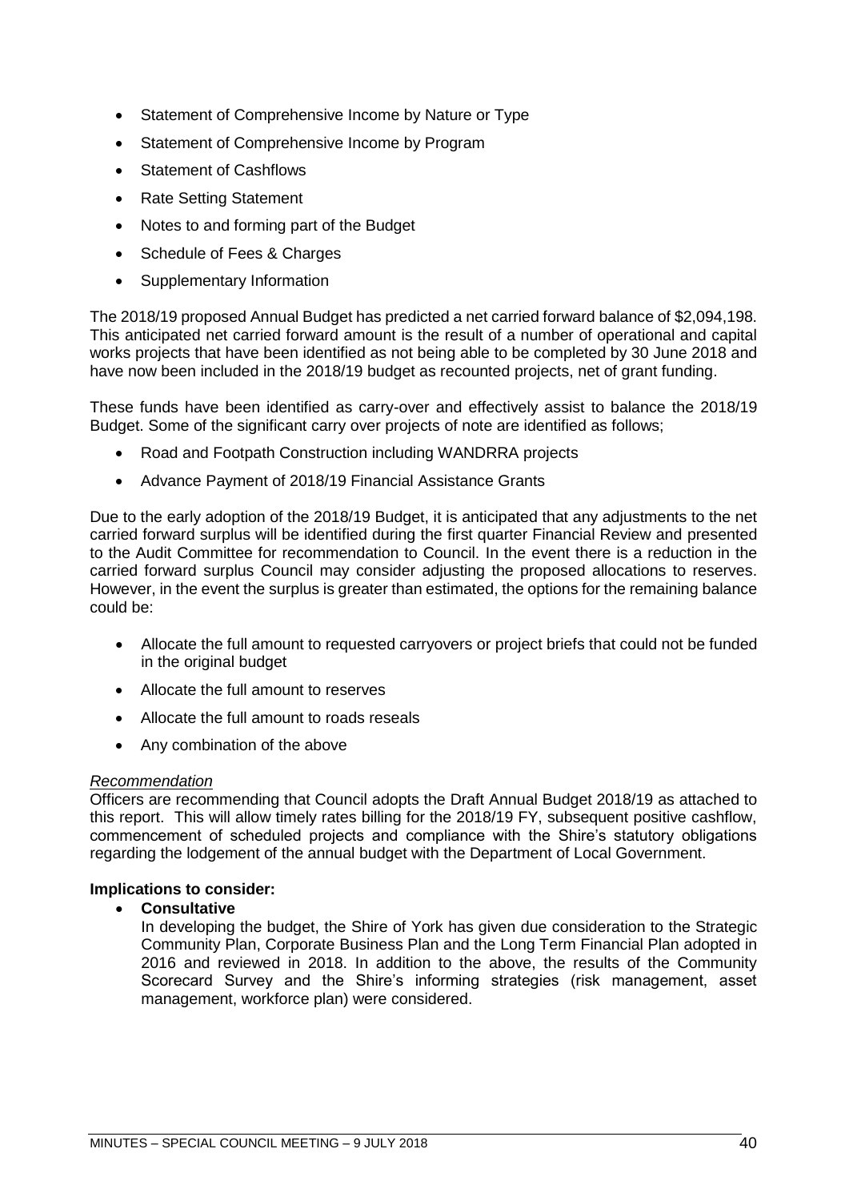- Statement of Comprehensive Income by Nature or Type
- Statement of Comprehensive Income by Program
- Statement of Cashflows
- Rate Setting Statement
- Notes to and forming part of the Budget
- Schedule of Fees & Charges
- Supplementary Information

The 2018/19 proposed Annual Budget has predicted a net carried forward balance of $2,094,198. This anticipated net carried forward amount is the result of a number of operational and capital works projects that have been identified as not being able to be completed by 30 June 2018 and have now been included in the 2018/19 budget as recounted projects, net of grant funding.

These funds have been identified as carry-over and effectively assist to balance the 2018/19 Budget. Some of the significant carry over projects of note are identified as follows;

- Road and Footpath Construction including WANDRRA projects
- Advance Payment of 2018/19 Financial Assistance Grants

Due to the early adoption of the 2018/19 Budget, it is anticipated that any adjustments to the net carried forward surplus will be identified during the first quarter Financial Review and presented to the Audit Committee for recommendation to Council. In the event there is a reduction in the carried forward surplus Council may consider adjusting the proposed allocations to reserves. However, in the event the surplus is greater than estimated, the options for the remaining balance could be:

- Allocate the full amount to requested carryovers or project briefs that could not be funded in the original budget
- Allocate the full amount to reserves
- Allocate the full amount to roads reseals
- Any combination of the above

*Recommendation*

Officers are recommending that Council adopts the Draft Annual Budget 2018/19 as attached to this report. This will allow timely rates billing for the 2018/19 FY, subsequent positive cashflow, commencement of scheduled projects and compliance with the Shire's statutory obligations regarding the lodgement of the annual budget with the Department of Local Government.

**Implications to consider:**

- **Consultative**

  In developing the budget, the Shire of York has given due consideration to the Strategic Community Plan, Corporate Business Plan and the Long Term Financial Plan adopted in 2016 and reviewed in 2018. In addition to the above, the results of the Community Scorecard Survey and the Shire's informing strategies (risk management, asset management, workforce plan) were considered.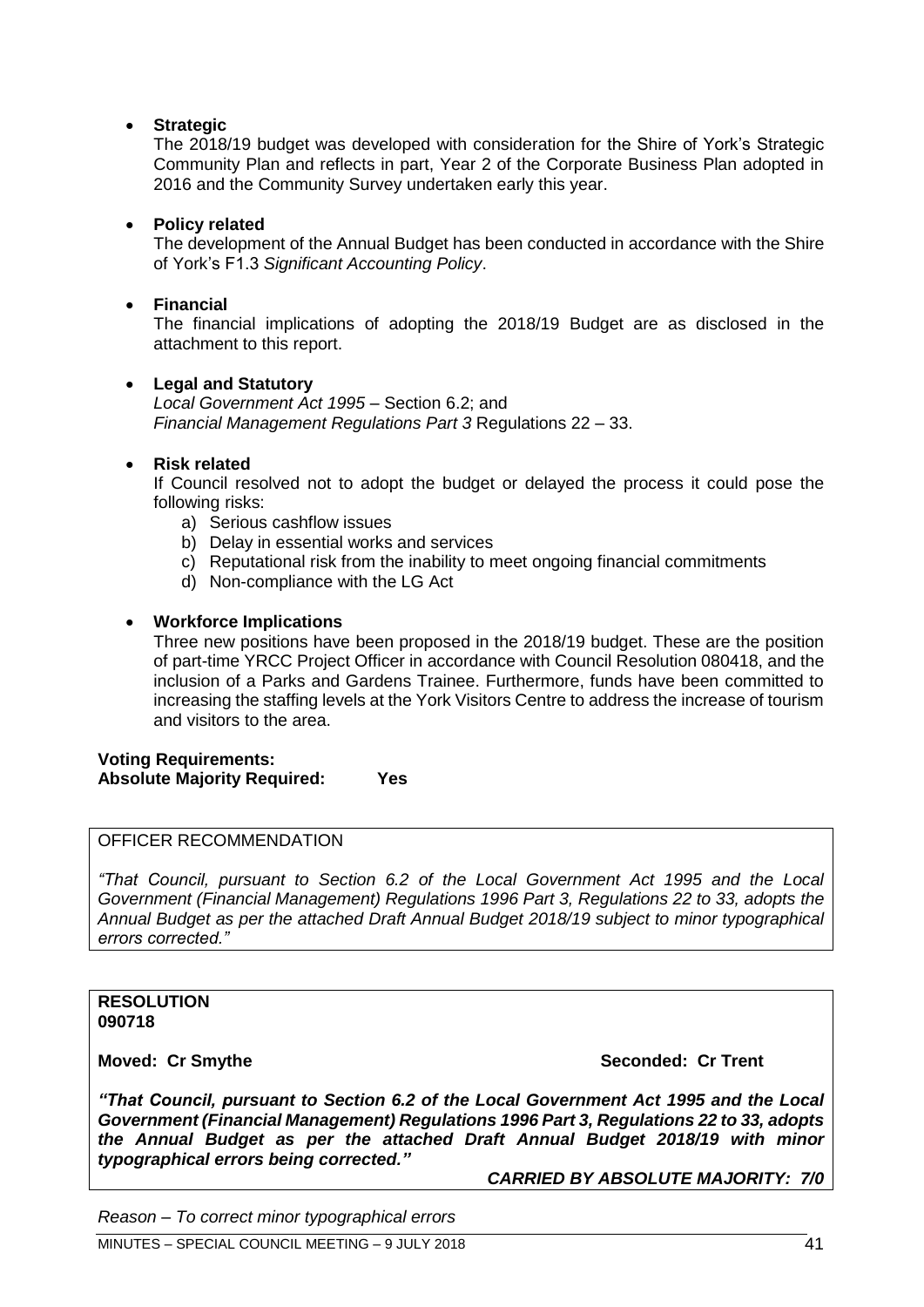- **Strategic**
  The 2018/19 budget was developed with consideration for the Shire of York's Strategic Community Plan and reflects in part, Year 2 of the Corporate Business Plan adopted in 2016 and the Community Survey undertaken early this year.

- **Policy related**
  The development of the Annual Budget has been conducted in accordance with the Shire of York's F1.3 *Significant Accounting Policy*.

- **Financial**
  The financial implications of adopting the 2018/19 Budget are as disclosed in the attachment to this report.

- **Legal and Statutory**
  *Local Government Act 1995* – Section 6.2; and
  *Financial Management Regulations Part 3* Regulations 22 – 33.

- **Risk related**
  If Council resolved not to adopt the budget or delayed the process it could pose the following risks:
  a) Serious cashflow issues
  b) Delay in essential works and services
  c) Reputational risk from the inability to meet ongoing financial commitments
  d) Non-compliance with the LG Act

- **Workforce Implications**
  Three new positions have been proposed in the 2018/19 budget. These are the position of part-time YRCC Project Officer in accordance with Council Resolution 080418, and the inclusion of a Parks and Gardens Trainee. Furthermore, funds have been committed to increasing the staffing levels at the York Visitors Centre to address the increase of tourism and visitors to the area.

**Voting Requirements:**
**Absolute Majority Required: Yes**

OFFICER RECOMMENDATION

*"That Council, pursuant to Section 6.2 of the Local Government Act 1995 and the Local Government (Financial Management) Regulations 1996 Part 3, Regulations 22 to 33, adopts the Annual Budget as per the attached Draft Annual Budget 2018/19 subject to minor typographical errors corrected."*

**RESOLUTION**
**090718**

**Moved: Cr Smythe** **Seconded: Cr Trent**

***"That Council, pursuant to Section 6.2 of the Local Government Act 1995 and the Local Government (Financial Management) Regulations 1996 Part 3, Regulations 22 to 33, adopts the Annual Budget as per the attached Draft Annual Budget 2018/19 with minor typographical errors being corrected."***

***CARRIED BY ABSOLUTE MAJORITY: 7/0***

*Reason – To correct minor typographical errors*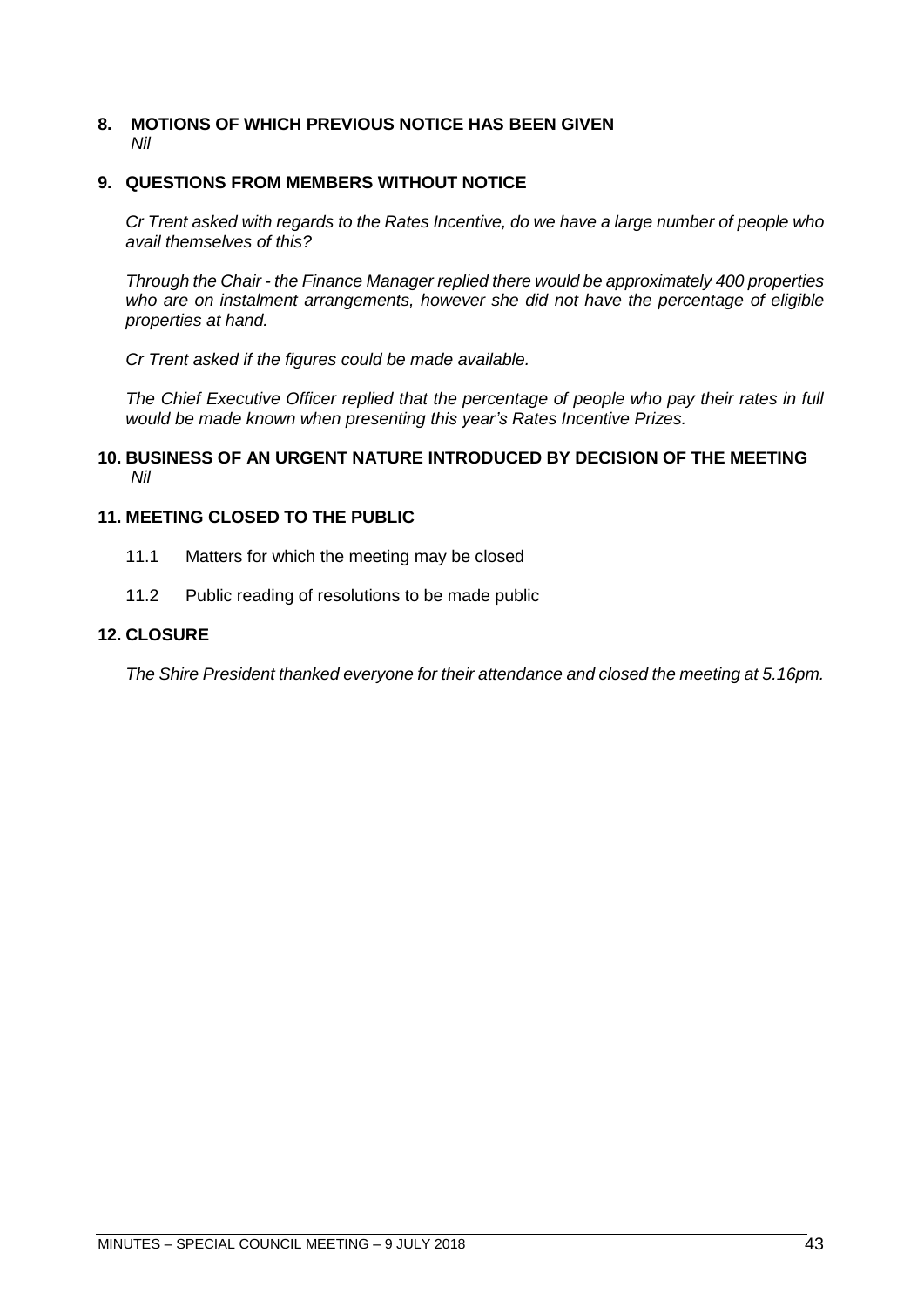## 8. MOTIONS OF WHICH PREVIOUS NOTICE HAS BEEN GIVEN

*Nil*

## 9. QUESTIONS FROM MEMBERS WITHOUT NOTICE

*Cr Trent asked with regards to the Rates Incentive, do we have a large number of people who avail themselves of this?*

*Through the Chair - the Finance Manager replied there would be approximately 400 properties who are on instalment arrangements, however she did not have the percentage of eligible properties at hand.*

*Cr Trent asked if the figures could be made available.*

*The Chief Executive Officer replied that the percentage of people who pay their rates in full would be made known when presenting this year's Rates Incentive Prizes.*

## 10. BUSINESS OF AN URGENT NATURE INTRODUCED BY DECISION OF THE MEETING

*Nil*

## 11. MEETING CLOSED TO THE PUBLIC

11.1 Matters for which the meeting may be closed

11.2 Public reading of resolutions to be made public

## 12. CLOSURE

*The Shire President thanked everyone for their attendance and closed the meeting at 5.16pm.*